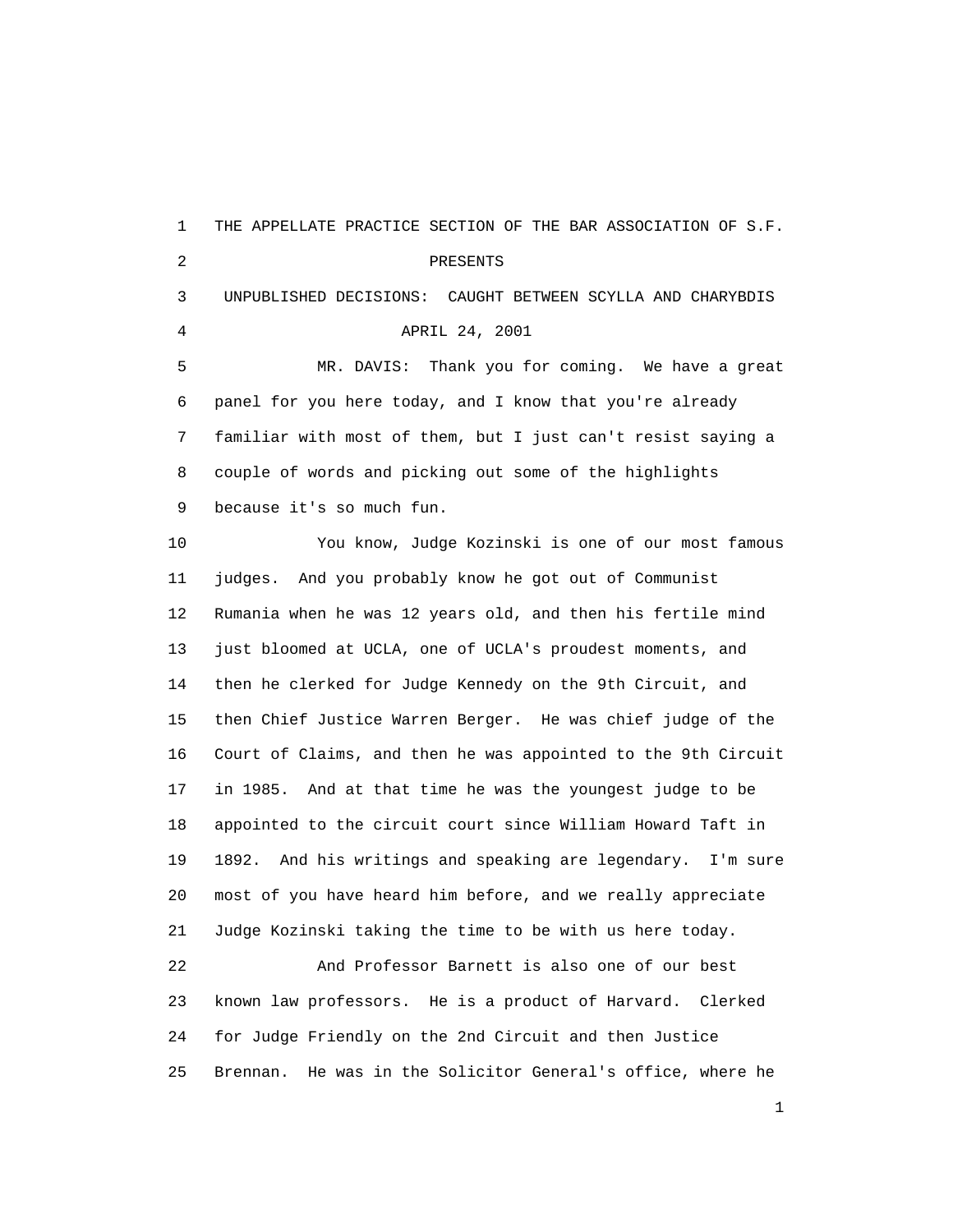THE APPELLATE PRACTICE SECTION OF THE BAR ASSOCIATION OF S.F.

PRESENTS

UNPUBLISHED DECISIONS: CAUGHT BETWEEN SCYLLA AND CHARYBDIS

APRIL 24, 2001

MR. DAVIS: Thank you for coming. We have a great panel for you here today, and I know that you're already familiar with most of them, but I just can't resist saying a couple of words and picking out some of the highlights because it's so much fun.

You know, Judge Kozinski is one of our most famous judges. And you probably know he got out of Communist Rumania when he was 12 years old, and then his fertile mind just bloomed at UCLA, one of UCLA's proudest moments, and then he clerked for Judge Kennedy on the 9th Circuit, and then Chief Justice Warren Berger. He was chief judge of the Court of Claims, and then he was appointed to the 9th Circuit in 1985. And at that time he was the youngest judge to be appointed to the circuit court since William Howard Taft in 1892. And his writings and speaking are legendary. I'm sure most of you have heard him before, and we really appreciate Judge Kozinski taking the time to be with us here today.

And Professor Barnett is also one of our best known law professors. He is a product of Harvard. Clerked for Judge Friendly on the 2nd Circuit and then Justice Brennan. He was in the Solicitor General's office, where he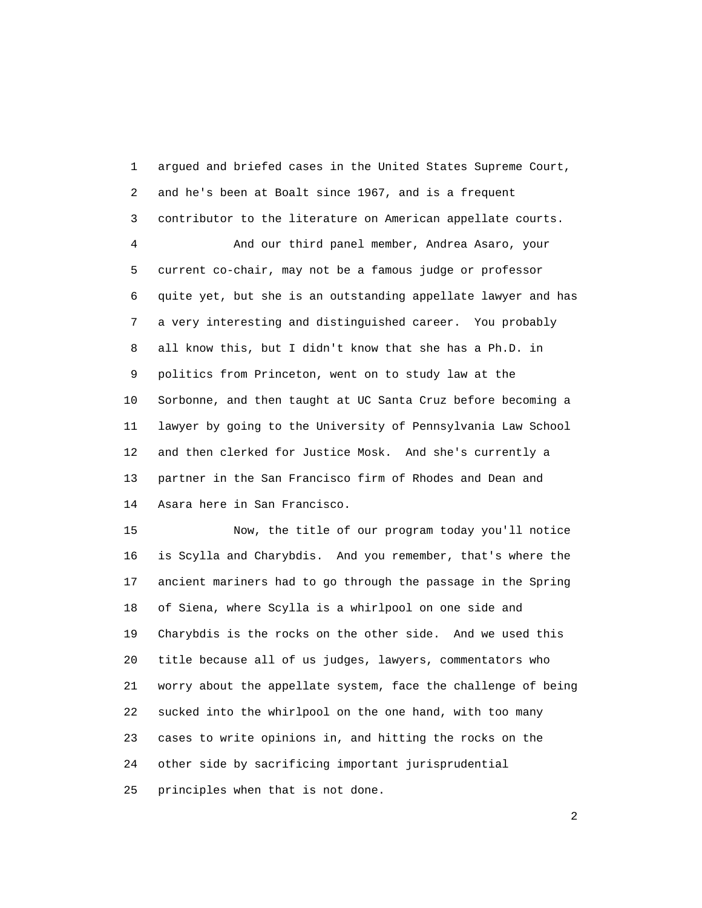argued and briefed cases in the United States Supreme Court, and he's been at Boalt since 1967, and is a frequent contributor to the literature on American appellate courts.

And our third panel member, Andrea Asaro, your current co-chair, may not be a famous judge or professor quite yet, but she is an outstanding appellate lawyer and has a very interesting and distinguished career. You probably all know this, but I didn't know that she has a Ph.D. in politics from Princeton, went on to study law at the Sorbonne, and then taught at UC Santa Cruz before becoming a lawyer by going to the University of Pennsylvania Law School and then clerked for Justice Mosk. And she's currently a partner in the San Francisco firm of Rhodes and Dean and Asara here in San Francisco.

Now, the title of our program today you'll notice is Scylla and Charybdis. And you remember, that's where the ancient mariners had to go through the passage in the Spring of Siena, where Scylla is a whirlpool on one side and Charybdis is the rocks on the other side. And we used this title because all of us judges, lawyers, commentators who worry about the appellate system, face the challenge of being sucked into the whirlpool on the one hand, with too many cases to write opinions in, and hitting the rocks on the other side by sacrificing important jurisprudential principles when that is not done.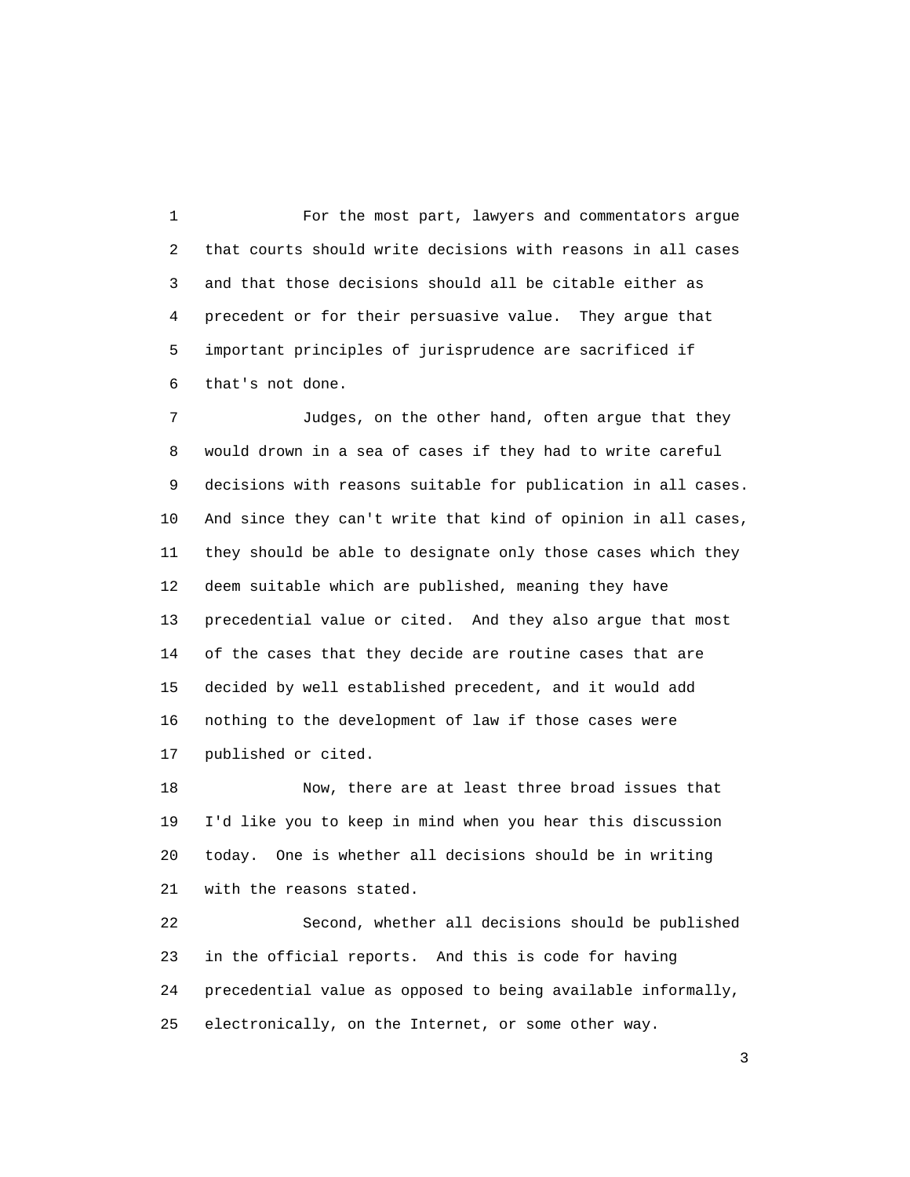For the most part, lawyers and commentators argue that courts should write decisions with reasons in all cases and that those decisions should all be citable either as precedent or for their persuasive value. They argue that important principles of jurisprudence are sacrificed if that's not done.

Judges, on the other hand, often argue that they would drown in a sea of cases if they had to write careful decisions with reasons suitable for publication in all cases. And since they can't write that kind of opinion in all cases, they should be able to designate only those cases which they deem suitable which are published, meaning they have precedential value or cited. And they also argue that most of the cases that they decide are routine cases that are decided by well established precedent, and it would add nothing to the development of law if those cases were published or cited.

Now, there are at least three broad issues that I'd like you to keep in mind when you hear this discussion today. One is whether all decisions should be in writing with the reasons stated.

Second, whether all decisions should be published in the official reports. And this is code for having precedential value as opposed to being available informally, electronically, on the Internet, or some other way.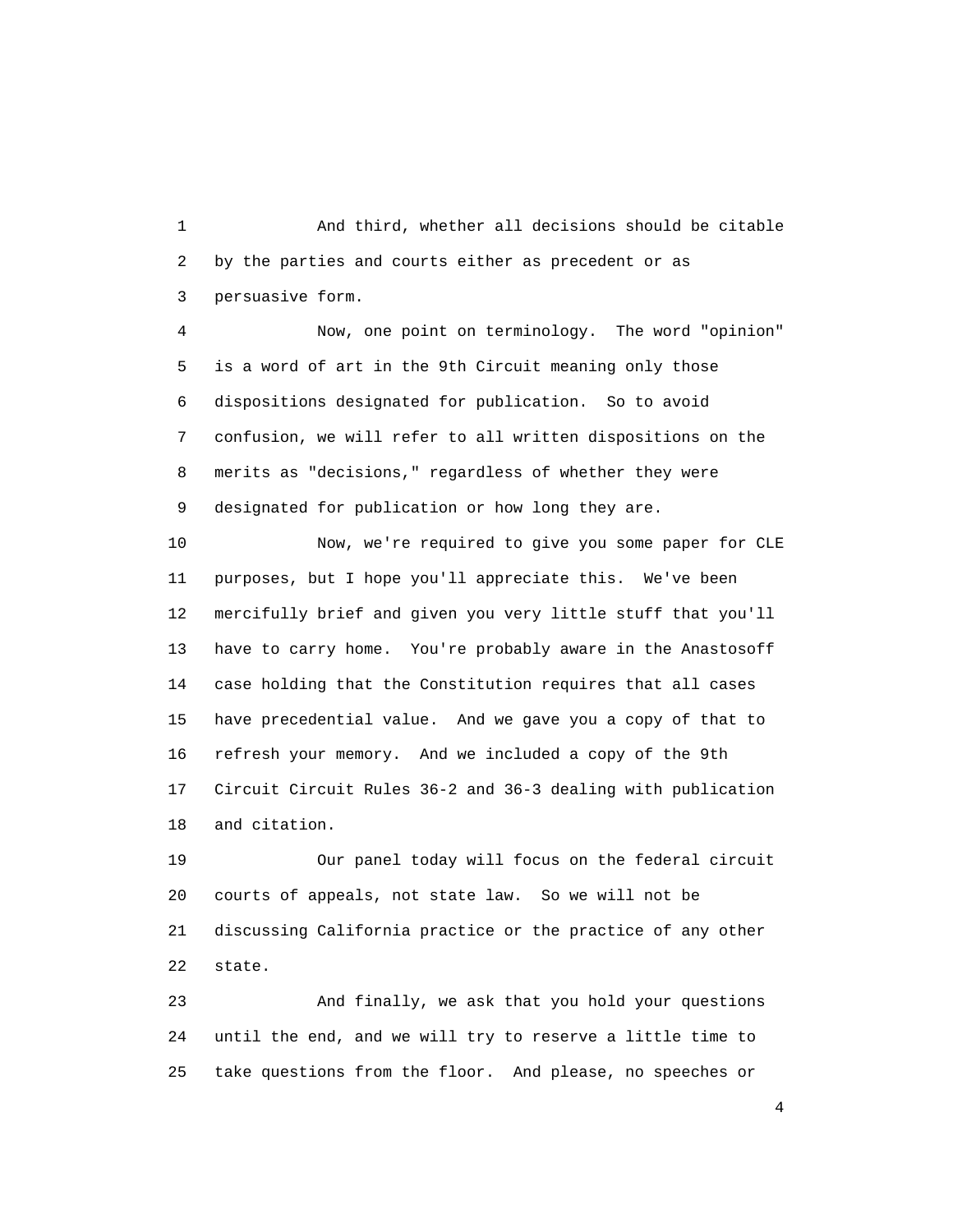And third, whether all decisions should be citable by the parties and courts either as precedent or as persuasive form.

Now, one point on terminology. The word "opinion" is a word of art in the 9th Circuit meaning only those dispositions designated for publication. So to avoid confusion, we will refer to all written dispositions on the merits as "decisions," regardless of whether they were designated for publication or how long they are.

Now, we're required to give you some paper for CLE purposes, but I hope you'll appreciate this. We've been mercifully brief and given you very little stuff that you'll have to carry home. You're probably aware in the Anastosoff case holding that the Constitution requires that all cases have precedential value. And we gave you a copy of that to refresh your memory. And we included a copy of the 9th Circuit Circuit Rules 36-2 and 36-3 dealing with publication and citation.

Our panel today will focus on the federal circuit courts of appeals, not state law. So we will not be discussing California practice or the practice of any other state.

And finally, we ask that you hold your questions until the end, and we will try to reserve a little time to take questions from the floor. And please, no speeches or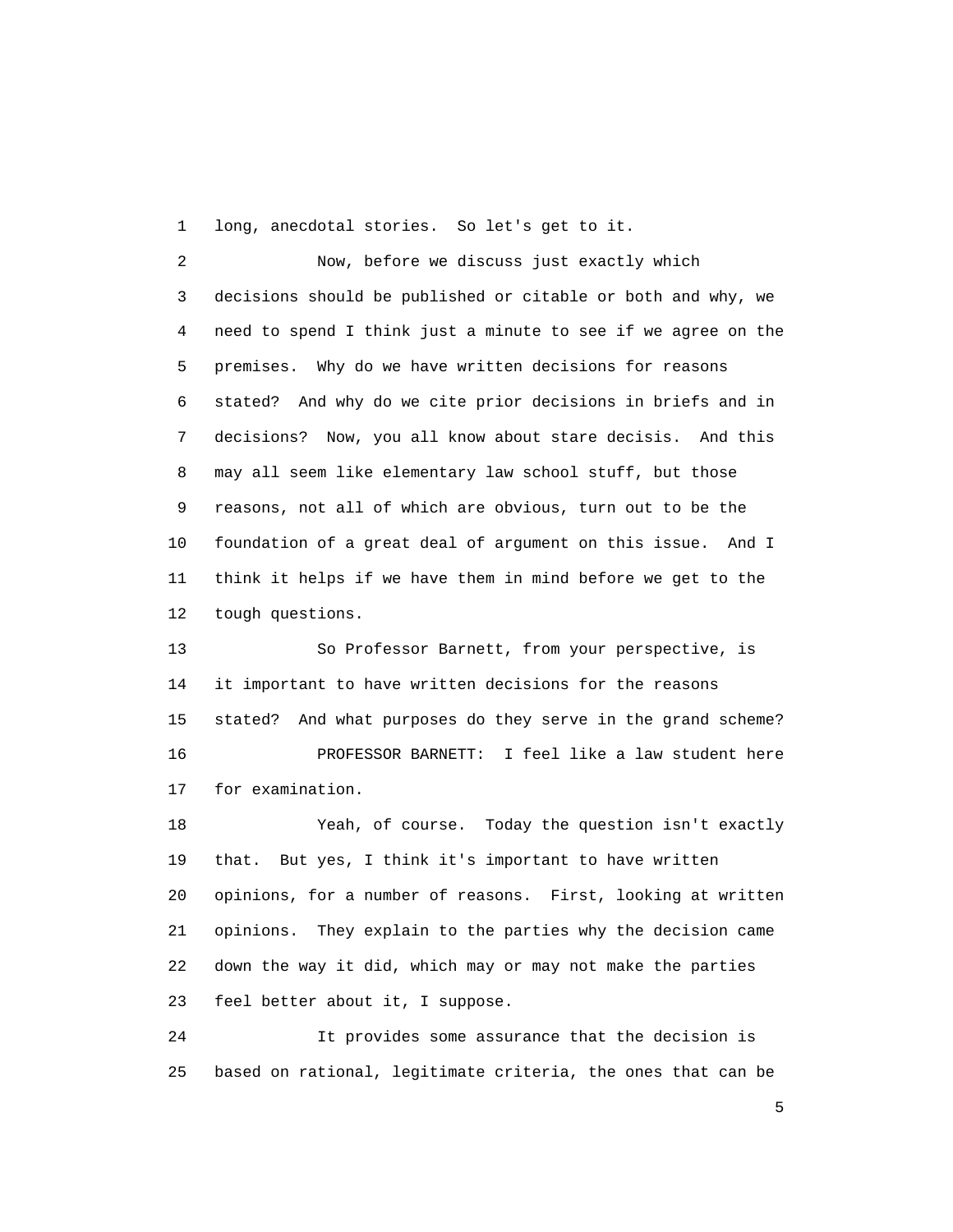long, anecdotal stories. So let's get to it.

Now, before we discuss just exactly which decisions should be published or citable or both and why, we need to spend I think just a minute to see if we agree on the premises. Why do we have written decisions for reasons stated? And why do we cite prior decisions in briefs and in decisions? Now, you all know about stare decisis. And this may all seem like elementary law school stuff, but those reasons, not all of which are obvious, turn out to be the foundation of a great deal of argument on this issue. And I think it helps if we have them in mind before we get to the tough questions.

So Professor Barnett, from your perspective, is it important to have written decisions for the reasons stated? And what purposes do they serve in the grand scheme?

PROFESSOR BARNETT: I feel like a law student here for examination.

Yeah, of course. Today the question isn't exactly that. But yes, I think it's important to have written opinions, for a number of reasons. First, looking at written opinions. They explain to the parties why the decision came down the way it did, which may or may not make the parties feel better about it, I suppose.

It provides some assurance that the decision is based on rational, legitimate criteria, the ones that can be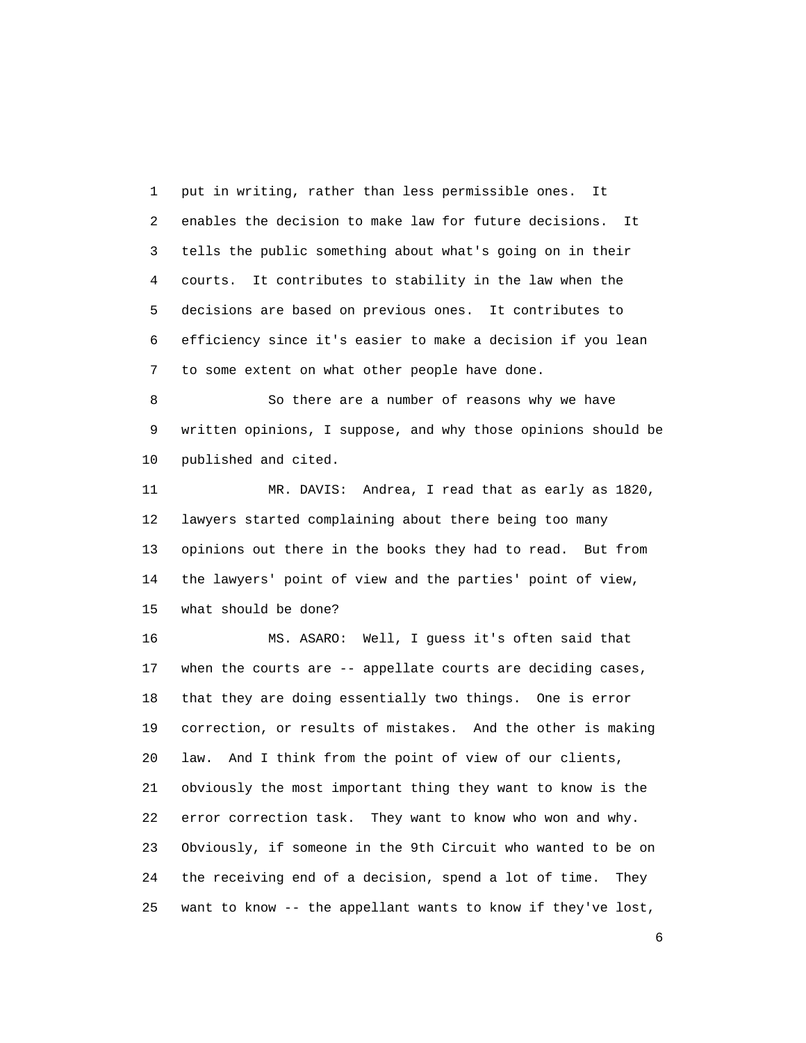put in writing, rather than less permissible ones. It enables the decision to make law for future decisions. It tells the public something about what's going on in their courts. It contributes to stability in the law when the decisions are based on previous ones. It contributes to efficiency since it's easier to make a decision if you lean to some extent on what other people have done.

So there are a number of reasons why we have written opinions, I suppose, and why those opinions should be published and cited.

MR. DAVIS: Andrea, I read that as early as 1820, lawyers started complaining about there being too many opinions out there in the books they had to read. But from the lawyers' point of view and the parties' point of view, what should be done?

MS. ASARO: Well, I guess it's often said that when the courts are -- appellate courts are deciding cases, that they are doing essentially two things. One is error correction, or results of mistakes. And the other is making law. And I think from the point of view of our clients, obviously the most important thing they want to know is the error correction task. They want to know who won and why. Obviously, if someone in the 9th Circuit who wanted to be on the receiving end of a decision, spend a lot of time. They want to know -- the appellant wants to know if they've lost,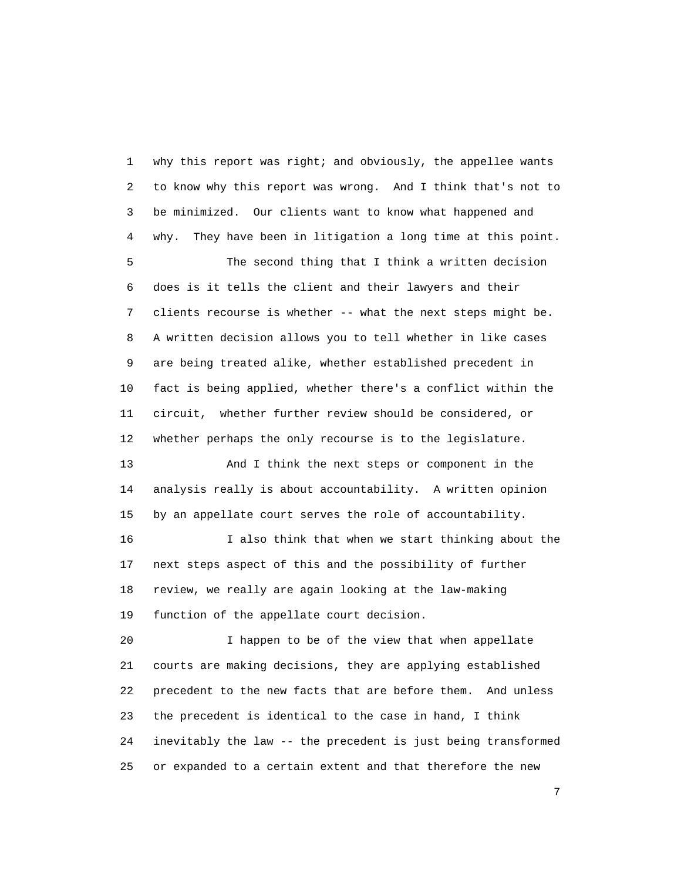why this report was right; and obviously, the appellee wants to know why this report was wrong. And I think that's not to be minimized. Our clients want to know what happened and why. They have been in litigation a long time at this point.

The second thing that I think a written decision does is it tells the client and their lawyers and their clients recourse is whether -- what the next steps might be. A written decision allows you to tell whether in like cases are being treated alike, whether established precedent in fact is being applied, whether there's a conflict within the circuit, whether further review should be considered, or whether perhaps the only recourse is to the legislature.

And I think the next steps or component in the analysis really is about accountability. A written opinion by an appellate court serves the role of accountability.

I also think that when we start thinking about the next steps aspect of this and the possibility of further review, we really are again looking at the law-making function of the appellate court decision.

I happen to be of the view that when appellate courts are making decisions, they are applying established precedent to the new facts that are before them. And unless the precedent is identical to the case in hand, I think inevitably the law -- the precedent is just being transformed or expanded to a certain extent and that therefore the new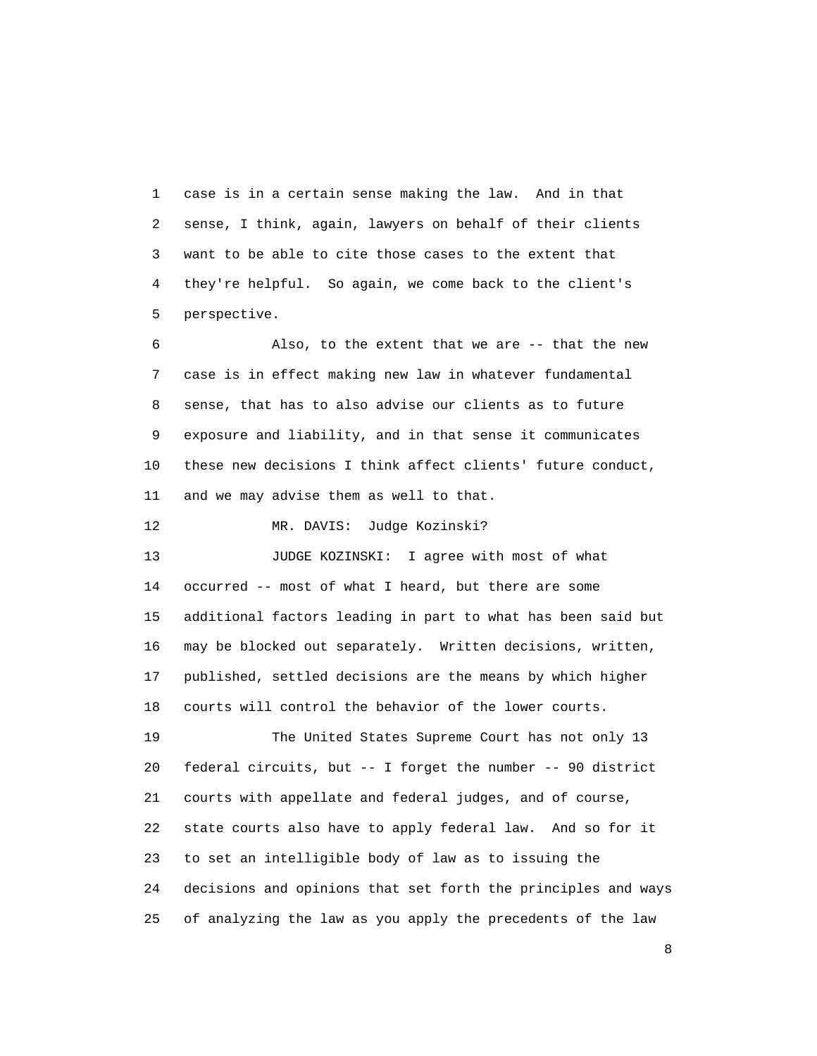case is in a certain sense making the law. And in that sense, I think, again, lawyers on behalf of their clients want to be able to cite those cases to the extent that they're helpful. So again, we come back to the client's perspective.

Also, to the extent that we are -- that the new case is in effect making new law in whatever fundamental sense, that has to also advise our clients as to future exposure and liability, and in that sense it communicates these new decisions I think affect clients' future conduct, and we may advise them as well to that.

MR. DAVIS: Judge Kozinski?

JUDGE KOZINSKI: I agree with most of what occurred -- most of what I heard, but there are some additional factors leading in part to what has been said but may be blocked out separately. Written decisions, written, published, settled decisions are the means by which higher courts will control the behavior of the lower courts.

The United States Supreme Court has not only 13 federal circuits, but -- I forget the number -- 90 district courts with appellate and federal judges, and of course, state courts also have to apply federal law. And so for it to set an intelligible body of law as to issuing the decisions and opinions that set forth the principles and ways of analyzing the law as you apply the precedents of the law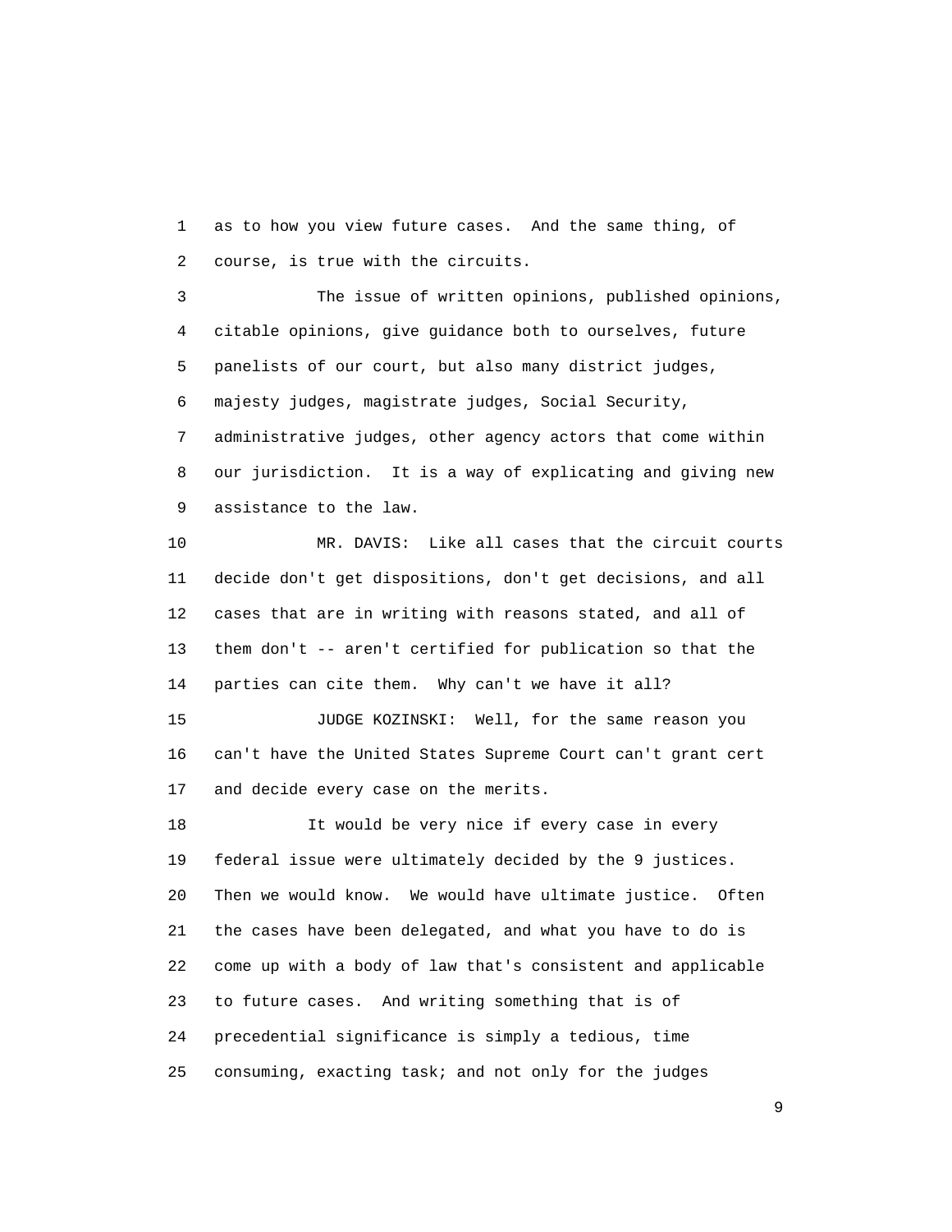as to how you view future cases. And the same thing, of course, is true with the circuits.

The issue of written opinions, published opinions, citable opinions, give guidance both to ourselves, future panelists of our court, but also many district judges, majesty judges, magistrate judges, Social Security, administrative judges, other agency actors that come within our jurisdiction. It is a way of explicating and giving new assistance to the law.

MR. DAVIS: Like all cases that the circuit courts decide don't get dispositions, don't get decisions, and all cases that are in writing with reasons stated, and all of them don't -- aren't certified for publication so that the parties can cite them. Why can't we have it all?

JUDGE KOZINSKI: Well, for the same reason you can't have the United States Supreme Court can't grant cert and decide every case on the merits.

It would be very nice if every case in every federal issue were ultimately decided by the 9 justices. Then we would know. We would have ultimate justice. Often the cases have been delegated, and what you have to do is come up with a body of law that's consistent and applicable to future cases. And writing something that is of precedential significance is simply a tedious, time consuming, exacting task; and not only for the judges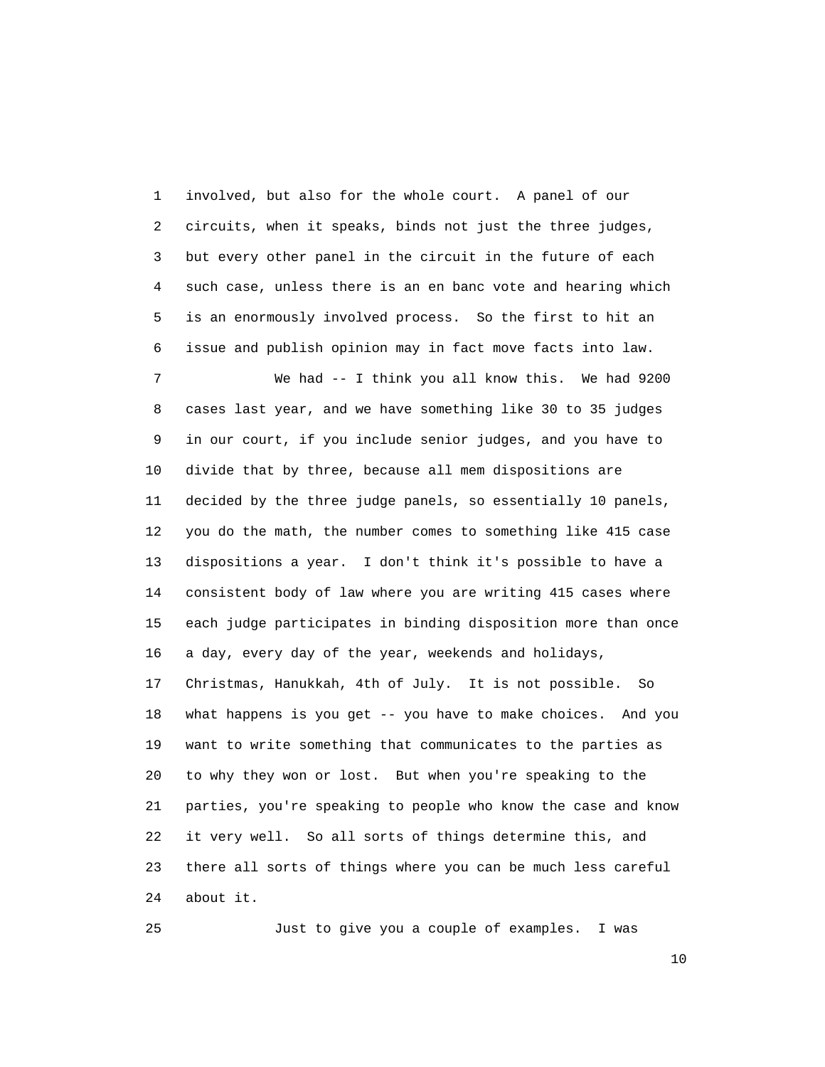1 involved, but also for the whole court. A panel of our
2 circuits, when it speaks, binds not just the three judges,
3 but every other panel in the circuit in the future of each
4 such case, unless there is an en banc vote and hearing which
5 is an enormously involved process. So the first to hit an
6 issue and publish opinion may in fact move facts into law.

7 We had -- I think you all know this. We had 9200
8 cases last year, and we have something like 30 to 35 judges
9 in our court, if you include senior judges, and you have to
10 divide that by three, because all mem dispositions are
11 decided by the three judge panels, so essentially 10 panels,
12 you do the math, the number comes to something like 415 case
13 dispositions a year. I don't think it's possible to have a
14 consistent body of law where you are writing 415 cases where
15 each judge participates in binding disposition more than once
16 a day, every day of the year, weekends and holidays,
17 Christmas, Hanukkah, 4th of July. It is not possible. So
18 what happens is you get -- you have to make choices. And you
19 want to write something that communicates to the parties as
20 to why they won or lost. But when you're speaking to the
21 parties, you're speaking to people who know the case and know
22 it very well. So all sorts of things determine this, and
23 there all sorts of things where you can be much less careful
24 about it.

25 Just to give you a couple of examples. I was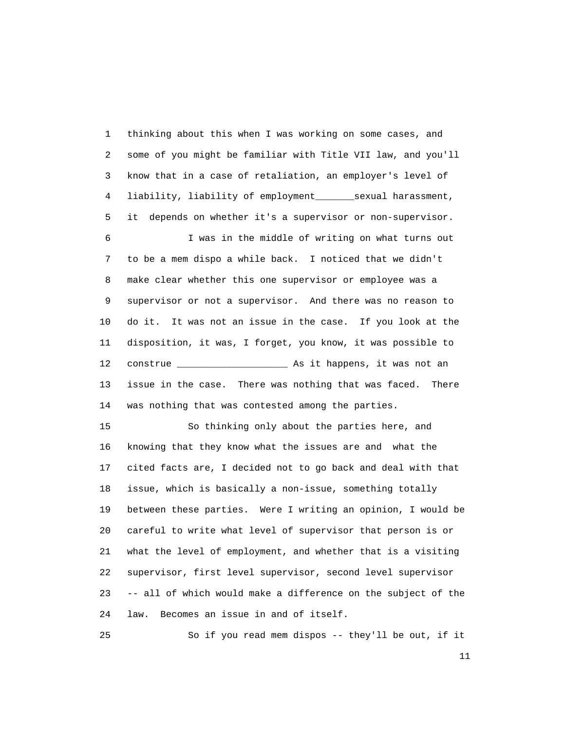thinking about this when I was working on some cases, and some of you might be familiar with Title VII law, and you'll know that in a case of retaliation, an employer's level of liability, liability of employment_______sexual harassment, it depends on whether it's a supervisor or non-supervisor.

I was in the middle of writing on what turns out to be a mem dispo a while back. I noticed that we didn't make clear whether this one supervisor or employee was a supervisor or not a supervisor. And there was no reason to do it. It was not an issue in the case. If you look at the disposition, it was, I forget, you know, it was possible to construe ___________________ As it happens, it was not an issue in the case. There was nothing that was faced. There was nothing that was contested among the parties.

So thinking only about the parties here, and knowing that they know what the issues are and what the cited facts are, I decided not to go back and deal with that issue, which is basically a non-issue, something totally between these parties. Were I writing an opinion, I would be careful to write what level of supervisor that person is or what the level of employment, and whether that is a visiting supervisor, first level supervisor, second level supervisor -- all of which would make a difference on the subject of the law. Becomes an issue in and of itself.

So if you read mem dispos -- they'll be out, if it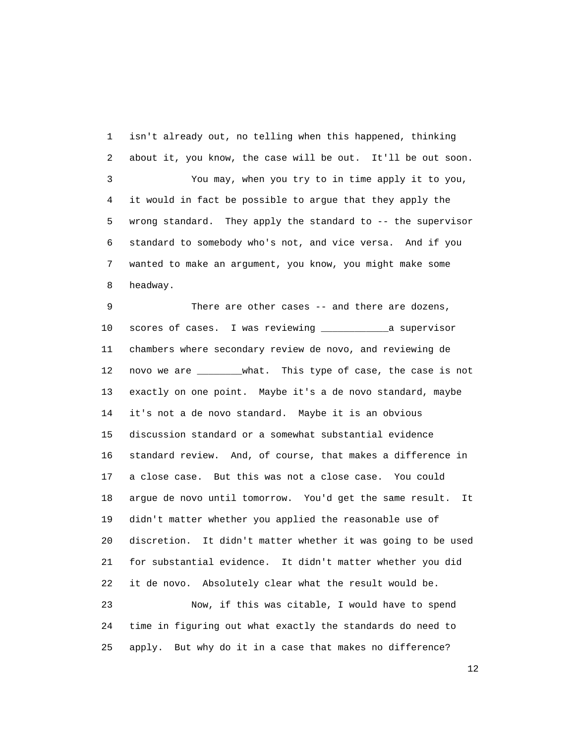1 isn't already out, no telling when this happened, thinking
2 about it, you know, the case will be out. It'll be out soon.
3 You may, when you try to in time apply it to you,
4 it would in fact be possible to argue that they apply the
5 wrong standard. They apply the standard to -- the supervisor
6 standard to somebody who's not, and vice versa. And if you
7 wanted to make an argument, you know, you might make some
8 headway.
9 There are other cases -- and there are dozens,
10 scores of cases. I was reviewing ___________a supervisor
11 chambers where secondary review de novo, and reviewing de
12 novo we are ________what. This type of case, the case is not
13 exactly on one point. Maybe it's a de novo standard, maybe
14 it's not a de novo standard. Maybe it is an obvious
15 discussion standard or a somewhat substantial evidence
16 standard review. And, of course, that makes a difference in
17 a close case. But this was not a close case. You could
18 argue de novo until tomorrow. You'd get the same result. It
19 didn't matter whether you applied the reasonable use of
20 discretion. It didn't matter whether it was going to be used
21 for substantial evidence. It didn't matter whether you did
22 it de novo. Absolutely clear what the result would be.
23 Now, if this was citable, I would have to spend
24 time in figuring out what exactly the standards do need to
25 apply. But why do it in a case that makes no difference?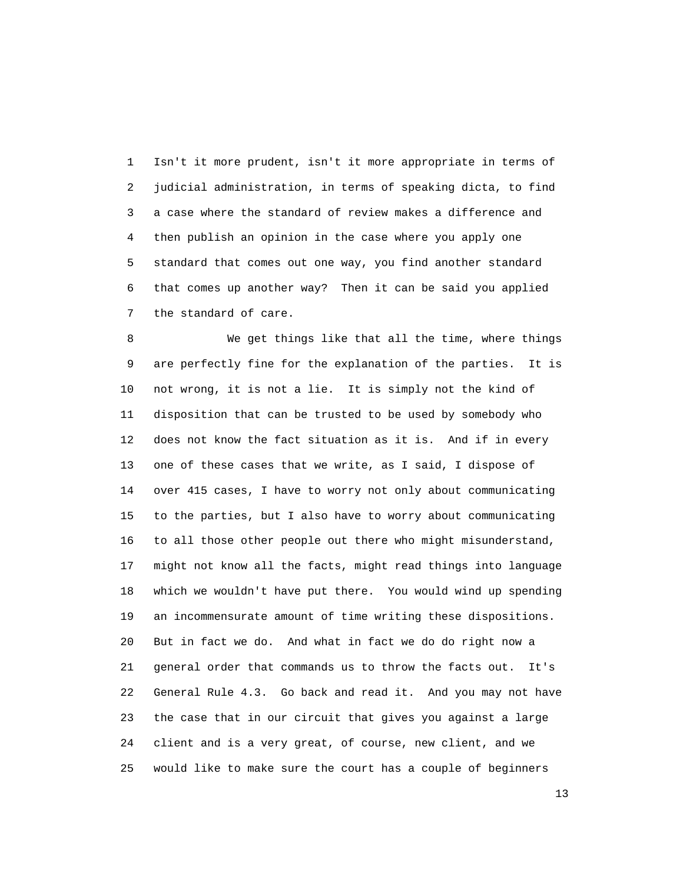Isn't it more prudent, isn't it more appropriate in terms of judicial administration, in terms of speaking dicta, to find a case where the standard of review makes a difference and then publish an opinion in the case where you apply one standard that comes out one way, you find another standard that comes up another way? Then it can be said you applied the standard of care.

We get things like that all the time, where things are perfectly fine for the explanation of the parties. It is not wrong, it is not a lie. It is simply not the kind of disposition that can be trusted to be used by somebody who does not know the fact situation as it is. And if in every one of these cases that we write, as I said, I dispose of over 415 cases, I have to worry not only about communicating to the parties, but I also have to worry about communicating to all those other people out there who might misunderstand, might not know all the facts, might read things into language which we wouldn't have put there. You would wind up spending an incommensurate amount of time writing these dispositions. But in fact we do. And what in fact we do do right now a general order that commands us to throw the facts out. It's General Rule 4.3. Go back and read it. And you may not have the case that in our circuit that gives you against a large client and is a very great, of course, new client, and we would like to make sure the court has a couple of beginners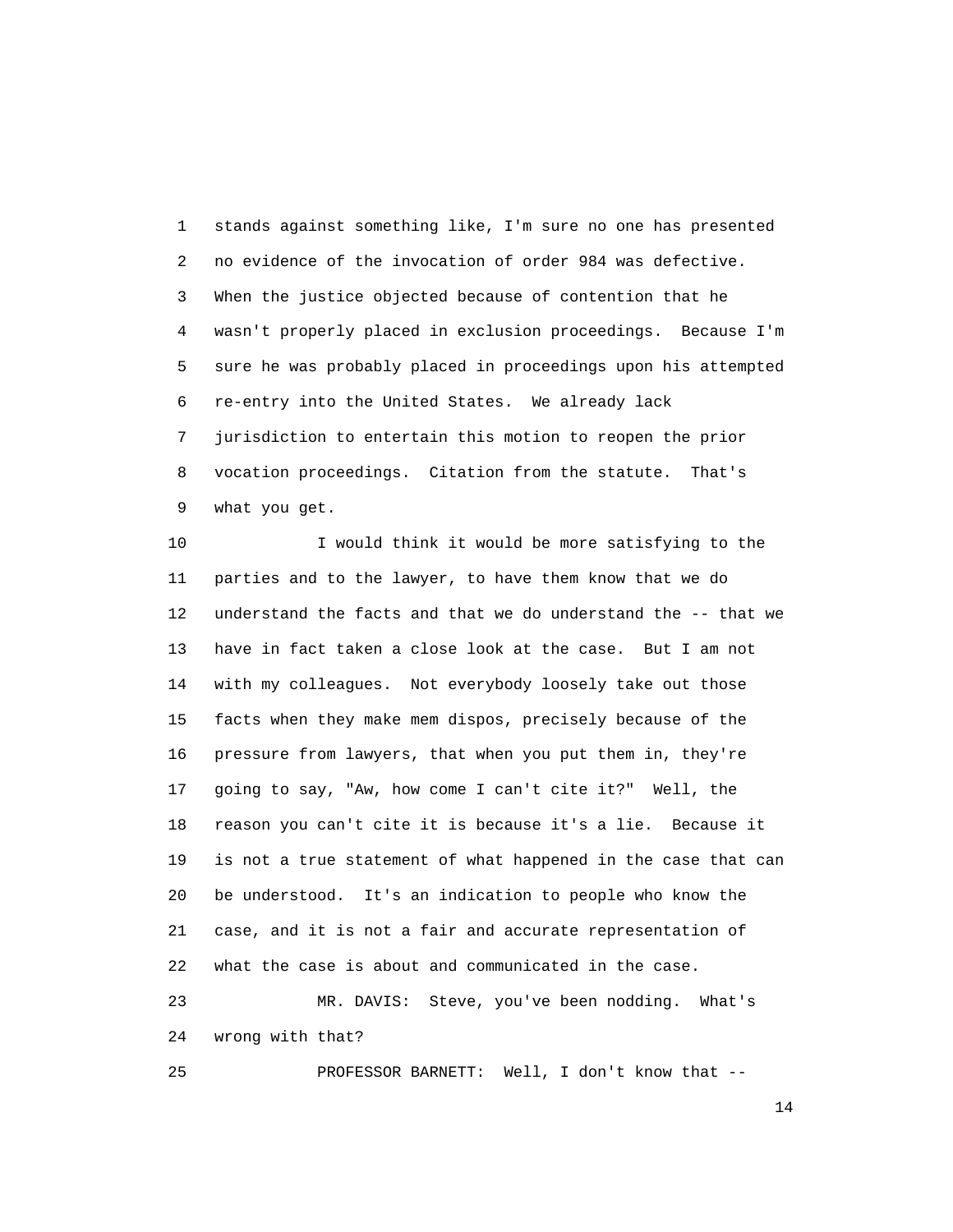stands against something like, I'm sure no one has presented no evidence of the invocation of order 984 was defective. When the justice objected because of contention that he wasn't properly placed in exclusion proceedings. Because I'm sure he was probably placed in proceedings upon his attempted re-entry into the United States. We already lack jurisdiction to entertain this motion to reopen the prior vocation proceedings. Citation from the statute. That's what you get.

I would think it would be more satisfying to the parties and to the lawyer, to have them know that we do understand the facts and that we do understand the -- that we have in fact taken a close look at the case. But I am not with my colleagues. Not everybody loosely take out those facts when they make mem dispos, precisely because of the pressure from lawyers, that when you put them in, they're going to say, "Aw, how come I can't cite it?" Well, the reason you can't cite it is because it's a lie. Because it is not a true statement of what happened in the case that can be understood. It's an indication to people who know the case, and it is not a fair and accurate representation of what the case is about and communicated in the case.

MR. DAVIS: Steve, you've been nodding. What's wrong with that?

PROFESSOR BARNETT: Well, I don't know that --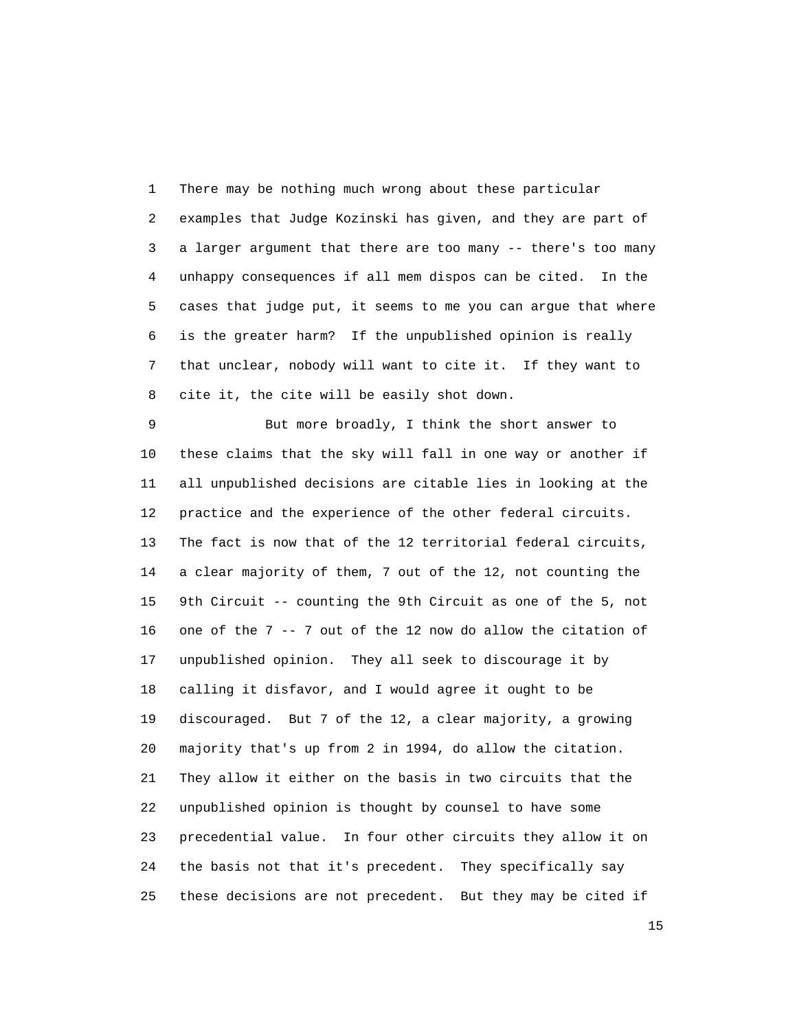There may be nothing much wrong about these particular examples that Judge Kozinski has given, and they are part of a larger argument that there are too many -- there's too many unhappy consequences if all mem dispos can be cited. In the cases that judge put, it seems to me you can argue that where is the greater harm? If the unpublished opinion is really that unclear, nobody will want to cite it. If they want to cite it, the cite will be easily shot down.

But more broadly, I think the short answer to these claims that the sky will fall in one way or another if all unpublished decisions are citable lies in looking at the practice and the experience of the other federal circuits. The fact is now that of the 12 territorial federal circuits, a clear majority of them, 7 out of the 12, not counting the 9th Circuit -- counting the 9th Circuit as one of the 5, not one of the 7 -- 7 out of the 12 now do allow the citation of unpublished opinion. They all seek to discourage it by calling it disfavor, and I would agree it ought to be discouraged. But 7 of the 12, a clear majority, a growing majority that's up from 2 in 1994, do allow the citation. They allow it either on the basis in two circuits that the unpublished opinion is thought by counsel to have some precedential value. In four other circuits they allow it on the basis not that it's precedent. They specifically say these decisions are not precedent. But they may be cited if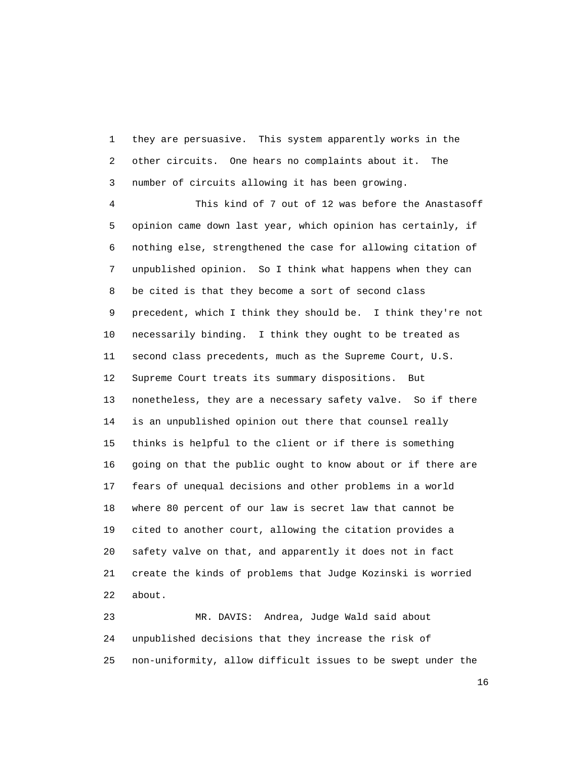they are persuasive. This system apparently works in the other circuits. One hears no complaints about it. The number of circuits allowing it has been growing.

This kind of 7 out of 12 was before the Anastasoff opinion came down last year, which opinion has certainly, if nothing else, strengthened the case for allowing citation of unpublished opinion. So I think what happens when they can be cited is that they become a sort of second class precedent, which I think they should be. I think they're not necessarily binding. I think they ought to be treated as second class precedents, much as the Supreme Court, U.S. Supreme Court treats its summary dispositions. But nonetheless, they are a necessary safety valve. So if there is an unpublished opinion out there that counsel really thinks is helpful to the client or if there is something going on that the public ought to know about or if there are fears of unequal decisions and other problems in a world where 80 percent of our law is secret law that cannot be cited to another court, allowing the citation provides a safety valve on that, and apparently it does not in fact create the kinds of problems that Judge Kozinski is worried about.

MR. DAVIS: Andrea, Judge Wald said about unpublished decisions that they increase the risk of non-uniformity, allow difficult issues to be swept under the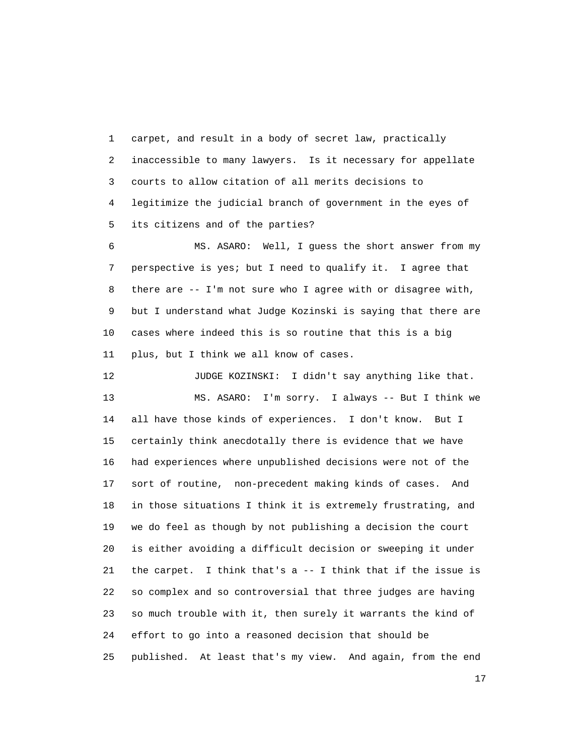carpet, and result in a body of secret law, practically inaccessible to many lawyers. Is it necessary for appellate courts to allow citation of all merits decisions to legitimize the judicial branch of government in the eyes of its citizens and of the parties?

MS. ASARO: Well, I guess the short answer from my perspective is yes; but I need to qualify it. I agree that there are -- I'm not sure who I agree with or disagree with, but I understand what Judge Kozinski is saying that there are cases where indeed this is so routine that this is a big plus, but I think we all know of cases.

JUDGE KOZINSKI: I didn't say anything like that.

MS. ASARO: I'm sorry. I always -- But I think we all have those kinds of experiences. I don't know. But I certainly think anecdotally there is evidence that we have had experiences where unpublished decisions were not of the sort of routine, non-precedent making kinds of cases. And in those situations I think it is extremely frustrating, and we do feel as though by not publishing a decision the court is either avoiding a difficult decision or sweeping it under the carpet. I think that's a -- I think that if the issue is so complex and so controversial that three judges are having so much trouble with it, then surely it warrants the kind of effort to go into a reasoned decision that should be published. At least that's my view. And again, from the end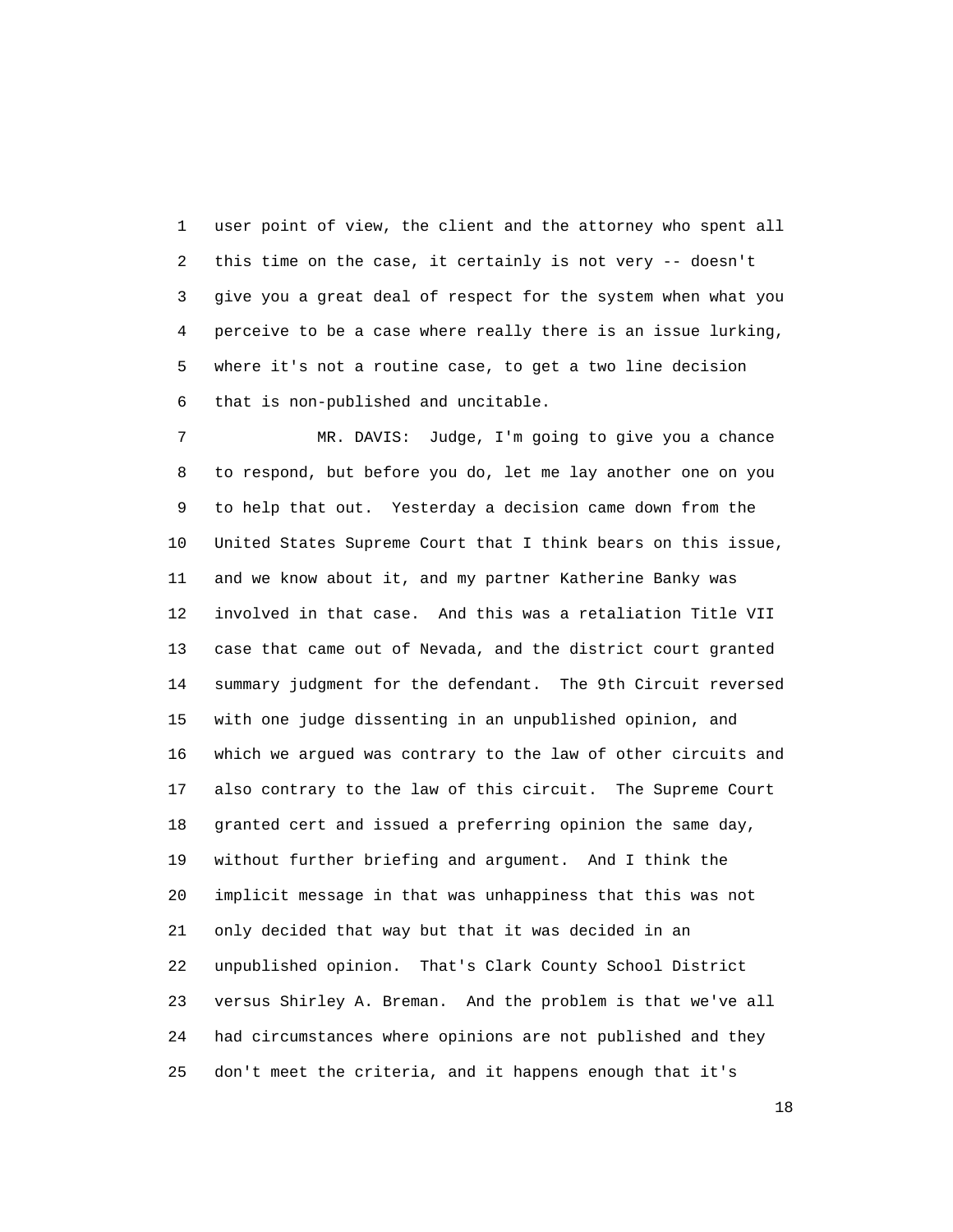user point of view, the client and the attorney who spent all this time on the case, it certainly is not very -- doesn't give you a great deal of respect for the system when what you perceive to be a case where really there is an issue lurking, where it's not a routine case, to get a two line decision that is non-published and uncitable.

MR. DAVIS: Judge, I'm going to give you a chance to respond, but before you do, let me lay another one on you to help that out. Yesterday a decision came down from the United States Supreme Court that I think bears on this issue, and we know about it, and my partner Katherine Banky was involved in that case. And this was a retaliation Title VII case that came out of Nevada, and the district court granted summary judgment for the defendant. The 9th Circuit reversed with one judge dissenting in an unpublished opinion, and which we argued was contrary to the law of other circuits and also contrary to the law of this circuit. The Supreme Court granted cert and issued a preferring opinion the same day, without further briefing and argument. And I think the implicit message in that was unhappiness that this was not only decided that way but that it was decided in an unpublished opinion. That's Clark County School District versus Shirley A. Breman. And the problem is that we've all had circumstances where opinions are not published and they don't meet the criteria, and it happens enough that it's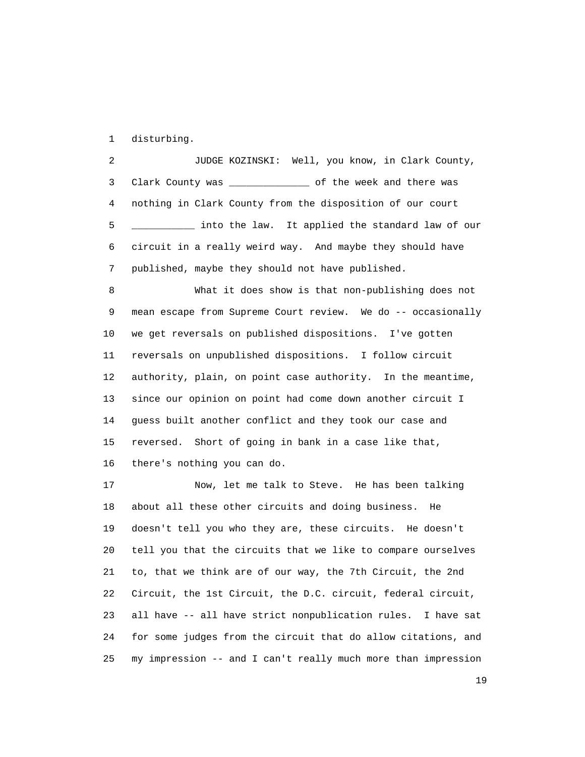disturbing.

JUDGE KOZINSKI: Well, you know, in Clark County, Clark County was ______________ of the week and there was nothing in Clark County from the disposition of our court ___________ into the law. It applied the standard law of our circuit in a really weird way. And maybe they should have published, maybe they should not have published.

What it does show is that non-publishing does not mean escape from Supreme Court review. We do -- occasionally we get reversals on published dispositions. I've gotten reversals on unpublished dispositions. I follow circuit authority, plain, on point case authority. In the meantime, since our opinion on point had come down another circuit I guess built another conflict and they took our case and reversed. Short of going in bank in a case like that, there's nothing you can do.

Now, let me talk to Steve. He has been talking about all these other circuits and doing business. He doesn't tell you who they are, these circuits. He doesn't tell you that the circuits that we like to compare ourselves to, that we think are of our way, the 7th Circuit, the 2nd Circuit, the 1st Circuit, the D.C. circuit, federal circuit, all have -- all have strict nonpublication rules. I have sat for some judges from the circuit that do allow citations, and my impression -- and I can't really much more than impression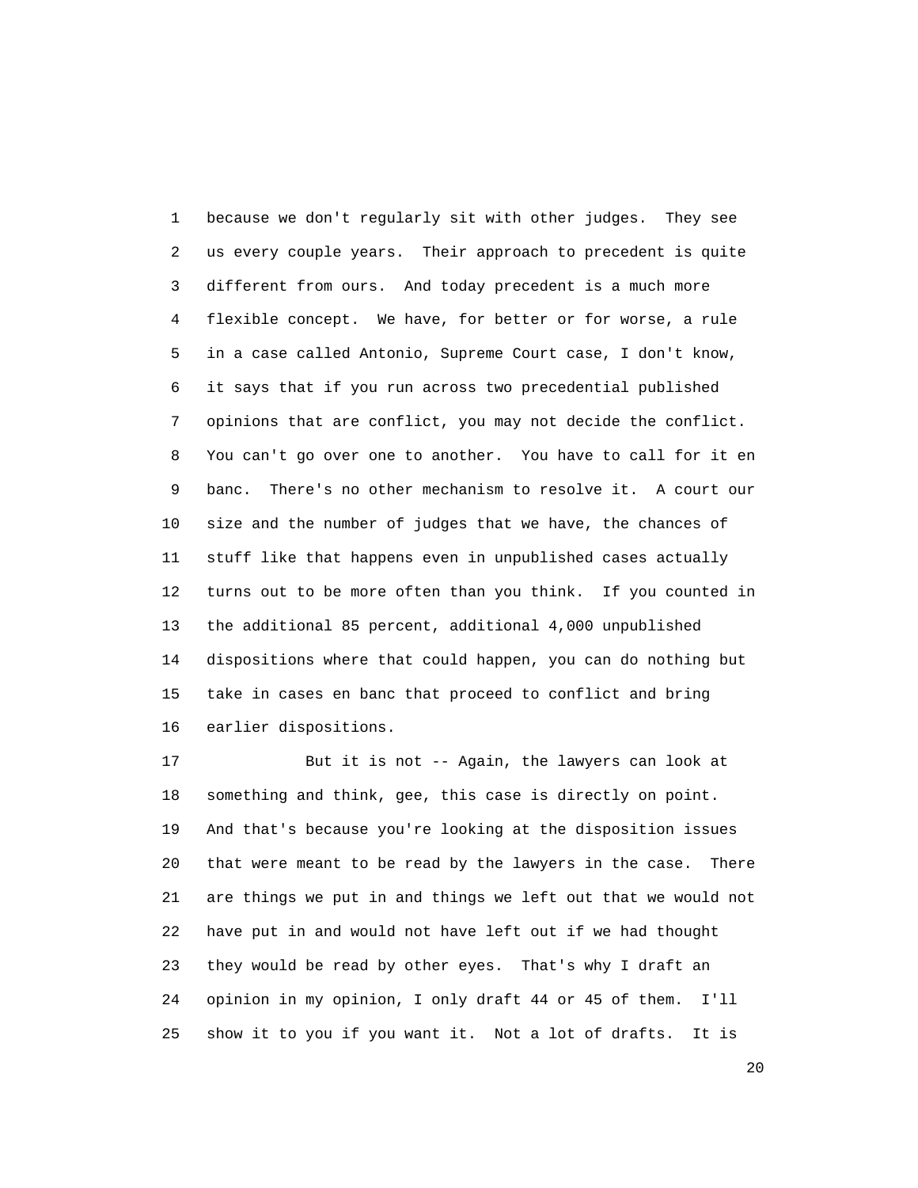because we don't regularly sit with other judges. They see us every couple years. Their approach to precedent is quite different from ours. And today precedent is a much more flexible concept. We have, for better or for worse, a rule in a case called Antonio, Supreme Court case, I don't know, it says that if you run across two precedential published opinions that are conflict, you may not decide the conflict. You can't go over one to another. You have to call for it en banc. There's no other mechanism to resolve it. A court our size and the number of judges that we have, the chances of stuff like that happens even in unpublished cases actually turns out to be more often than you think. If you counted in the additional 85 percent, additional 4,000 unpublished dispositions where that could happen, you can do nothing but take in cases en banc that proceed to conflict and bring earlier dispositions.

But it is not -- Again, the lawyers can look at something and think, gee, this case is directly on point. And that's because you're looking at the disposition issues that were meant to be read by the lawyers in the case. There are things we put in and things we left out that we would not have put in and would not have left out if we had thought they would be read by other eyes. That's why I draft an opinion in my opinion, I only draft 44 or 45 of them. I'll show it to you if you want it. Not a lot of drafts. It is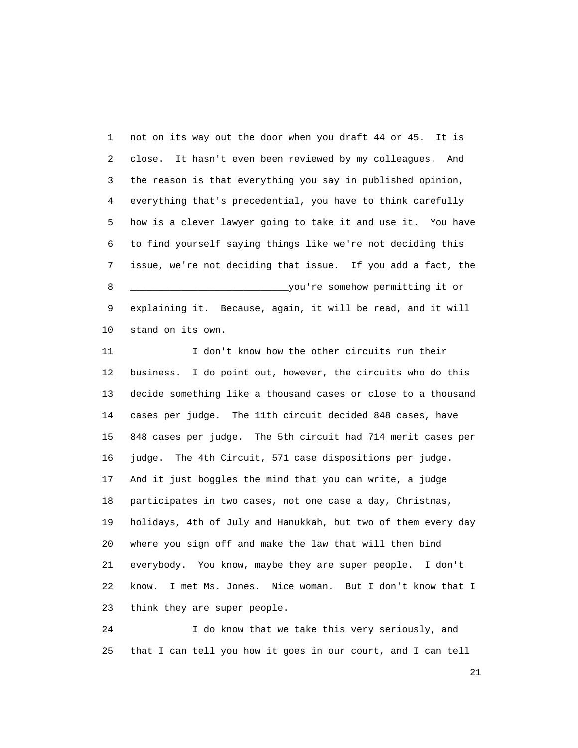not on its way out the door when you draft 44 or 45. It is close. It hasn't even been reviewed by my colleagues. And the reason is that everything you say in published opinion, everything that's precedential, you have to think carefully how is a clever lawyer going to take it and use it. You have to find yourself saying things like we're not deciding this issue, we're not deciding that issue. If you add a fact, the ___________________________you're somehow permitting it or explaining it. Because, again, it will be read, and it will stand on its own.

I don't know how the other circuits run their business. I do point out, however, the circuits who do this decide something like a thousand cases or close to a thousand cases per judge. The 11th circuit decided 848 cases, have 848 cases per judge. The 5th circuit had 714 merit cases per judge. The 4th Circuit, 571 case dispositions per judge. And it just boggles the mind that you can write, a judge participates in two cases, not one case a day, Christmas, holidays, 4th of July and Hanukkah, but two of them every day where you sign off and make the law that will then bind everybody. You know, maybe they are super people. I don't know. I met Ms. Jones. Nice woman. But I don't know that I think they are super people.

I do know that we take this very seriously, and that I can tell you how it goes in our court, and I can tell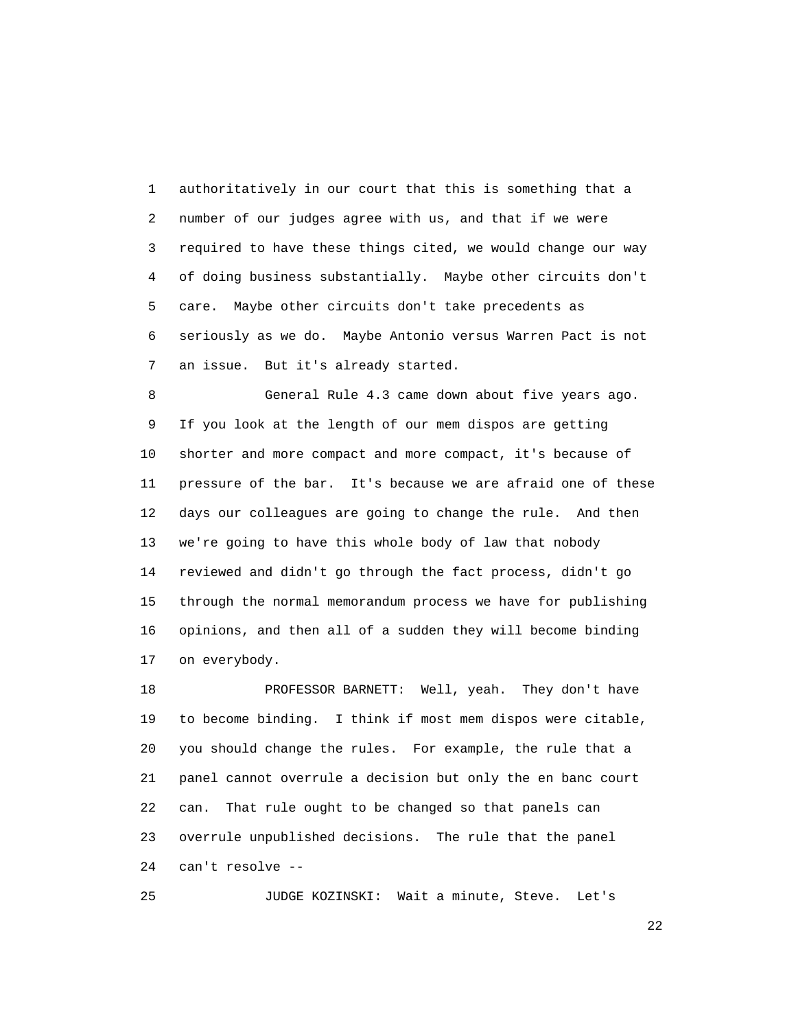authoritatively in our court that this is something that a number of our judges agree with us, and that if we were required to have these things cited, we would change our way of doing business substantially. Maybe other circuits don't care. Maybe other circuits don't take precedents as seriously as we do. Maybe Antonio versus Warren Pact is not an issue. But it's already started.

General Rule 4.3 came down about five years ago. If you look at the length of our mem dispos are getting shorter and more compact and more compact, it's because of pressure of the bar. It's because we are afraid one of these days our colleagues are going to change the rule. And then we're going to have this whole body of law that nobody reviewed and didn't go through the fact process, didn't go through the normal memorandum process we have for publishing opinions, and then all of a sudden they will become binding on everybody.

PROFESSOR BARNETT: Well, yeah. They don't have to become binding. I think if most mem dispos were citable, you should change the rules. For example, the rule that a panel cannot overrule a decision but only the en banc court can. That rule ought to be changed so that panels can overrule unpublished decisions. The rule that the panel can't resolve --

JUDGE KOZINSKI: Wait a minute, Steve. Let's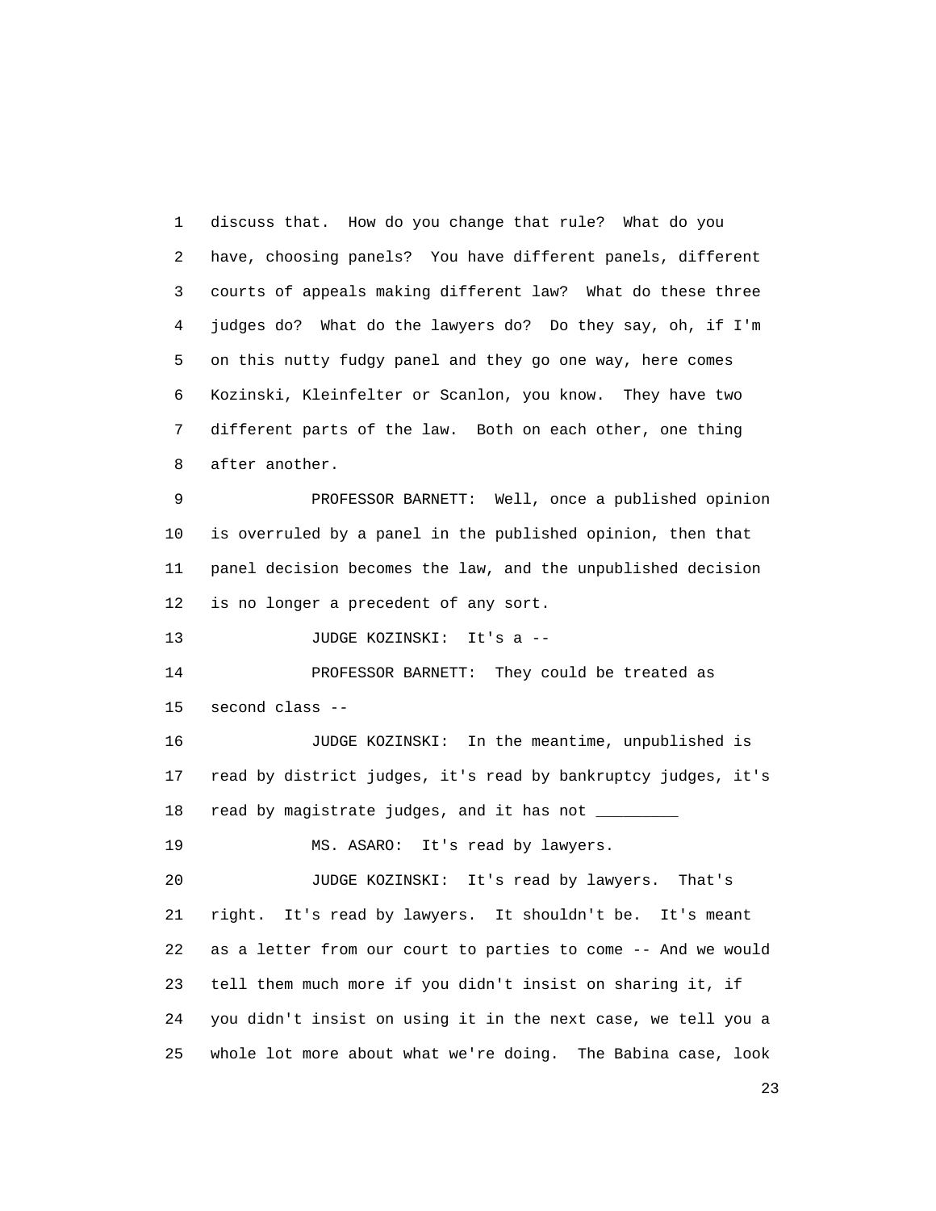discuss that. How do you change that rule? What do you have, choosing panels? You have different panels, different courts of appeals making different law? What do these three judges do? What do the lawyers do? Do they say, oh, if I'm on this nutty fudgy panel and they go one way, here comes Kozinski, Kleinfelter or Scanlon, you know. They have two different parts of the law. Both on each other, one thing after another.

PROFESSOR BARNETT: Well, once a published opinion is overruled by a panel in the published opinion, then that panel decision becomes the law, and the unpublished decision is no longer a precedent of any sort.

JUDGE KOZINSKI: It's a --

PROFESSOR BARNETT: They could be treated as second class --

JUDGE KOZINSKI: In the meantime, unpublished is read by district judges, it's read by bankruptcy judges, it's read by magistrate judges, and it has not _________

MS. ASARO: It's read by lawyers.

JUDGE KOZINSKI: It's read by lawyers. That's right. It's read by lawyers. It shouldn't be. It's meant as a letter from our court to parties to come -- And we would tell them much more if you didn't insist on sharing it, if you didn't insist on using it in the next case, we tell you a whole lot more about what we're doing. The Babina case, look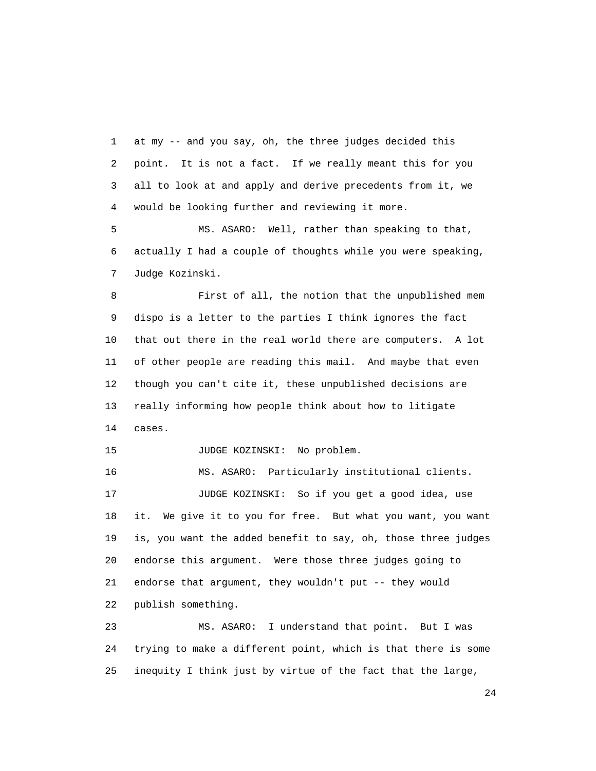at my -- and you say, oh, the three judges decided this point. It is not a fact. If we really meant this for you all to look at and apply and derive precedents from it, we would be looking further and reviewing it more.

MS. ASARO: Well, rather than speaking to that, actually I had a couple of thoughts while you were speaking, Judge Kozinski.

First of all, the notion that the unpublished mem dispo is a letter to the parties I think ignores the fact that out there in the real world there are computers. A lot of other people are reading this mail. And maybe that even though you can't cite it, these unpublished decisions are really informing how people think about how to litigate cases.

JUDGE KOZINSKI: No problem.

MS. ASARO: Particularly institutional clients.

JUDGE KOZINSKI: So if you get a good idea, use it. We give it to you for free. But what you want, you want is, you want the added benefit to say, oh, those three judges endorse this argument. Were those three judges going to endorse that argument, they wouldn't put -- they would publish something.

MS. ASARO: I understand that point. But I was trying to make a different point, which is that there is some inequity I think just by virtue of the fact that the large,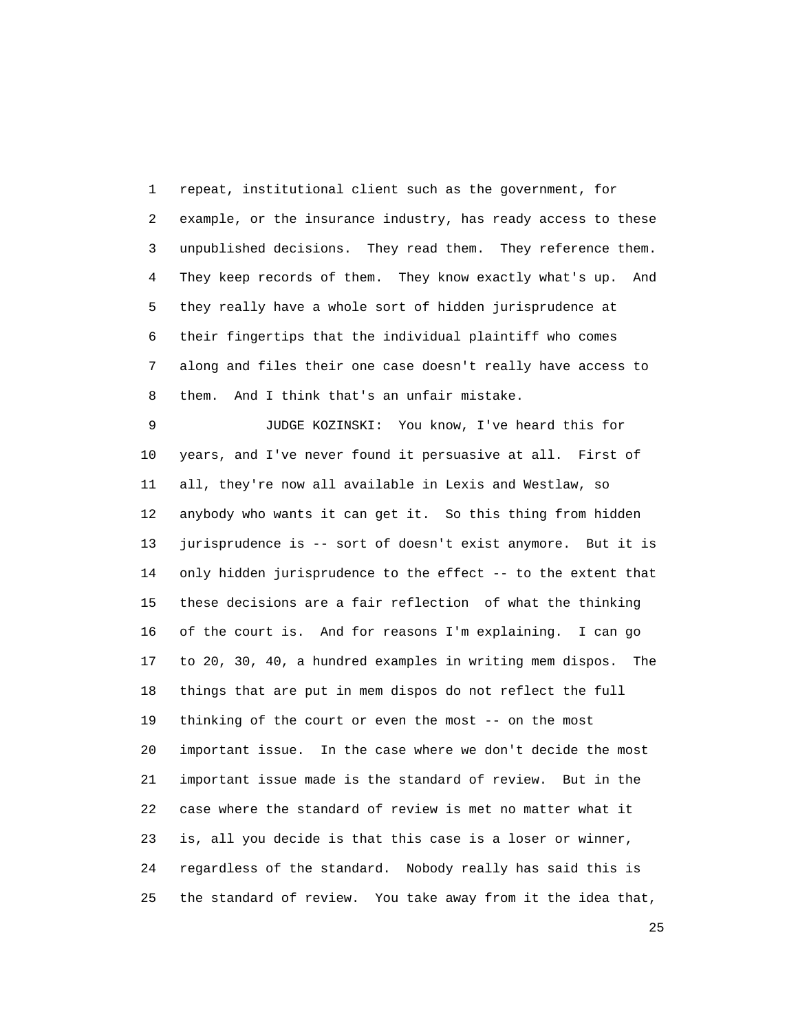repeat, institutional client such as the government, for example, or the insurance industry, has ready access to these unpublished decisions. They read them. They reference them. They keep records of them. They know exactly what's up. And they really have a whole sort of hidden jurisprudence at their fingertips that the individual plaintiff who comes along and files their one case doesn't really have access to them. And I think that's an unfair mistake.

JUDGE KOZINSKI: You know, I've heard this for years, and I've never found it persuasive at all. First of all, they're now all available in Lexis and Westlaw, so anybody who wants it can get it. So this thing from hidden jurisprudence is -- sort of doesn't exist anymore. But it is only hidden jurisprudence to the effect -- to the extent that these decisions are a fair reflection of what the thinking of the court is. And for reasons I'm explaining. I can go to 20, 30, 40, a hundred examples in writing mem dispos. The things that are put in mem dispos do not reflect the full thinking of the court or even the most -- on the most important issue. In the case where we don't decide the most important issue made is the standard of review. But in the case where the standard of review is met no matter what it is, all you decide is that this case is a loser or winner, regardless of the standard. Nobody really has said this is the standard of review. You take away from it the idea that,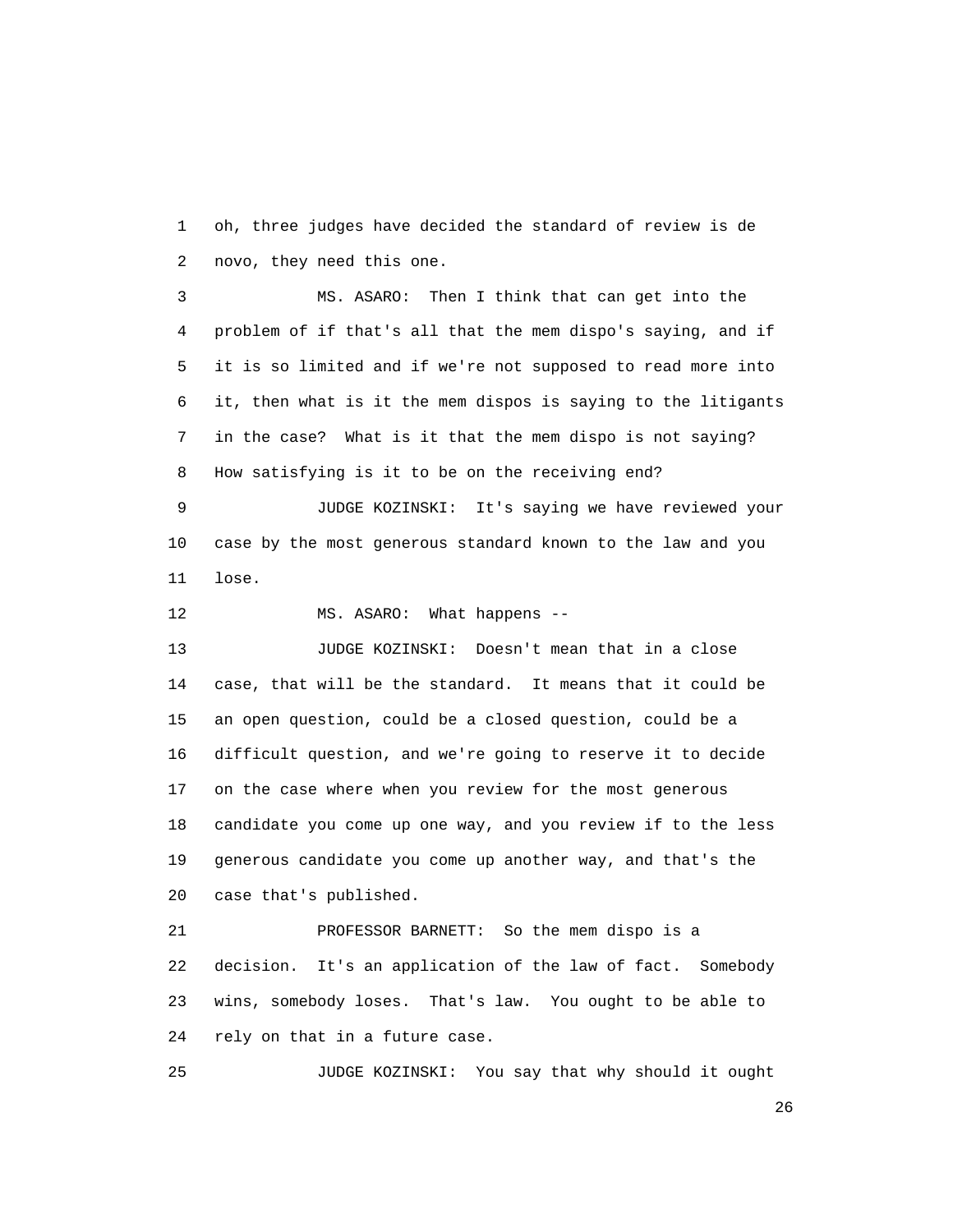oh, three judges have decided the standard of review is de novo, they need this one.

MS. ASARO: Then I think that can get into the problem of if that's all that the mem dispo's saying, and if it is so limited and if we're not supposed to read more into it, then what is it the mem dispos is saying to the litigants in the case? What is it that the mem dispo is not saying? How satisfying is it to be on the receiving end?

JUDGE KOZINSKI: It's saying we have reviewed your case by the most generous standard known to the law and you lose.

MS. ASARO: What happens --

JUDGE KOZINSKI: Doesn't mean that in a close case, that will be the standard. It means that it could be an open question, could be a closed question, could be a difficult question, and we're going to reserve it to decide on the case where when you review for the most generous candidate you come up one way, and you review if to the less generous candidate you come up another way, and that's the case that's published.

PROFESSOR BARNETT: So the mem dispo is a decision. It's an application of the law of fact. Somebody wins, somebody loses. That's law. You ought to be able to rely on that in a future case.

JUDGE KOZINSKI: You say that why should it ought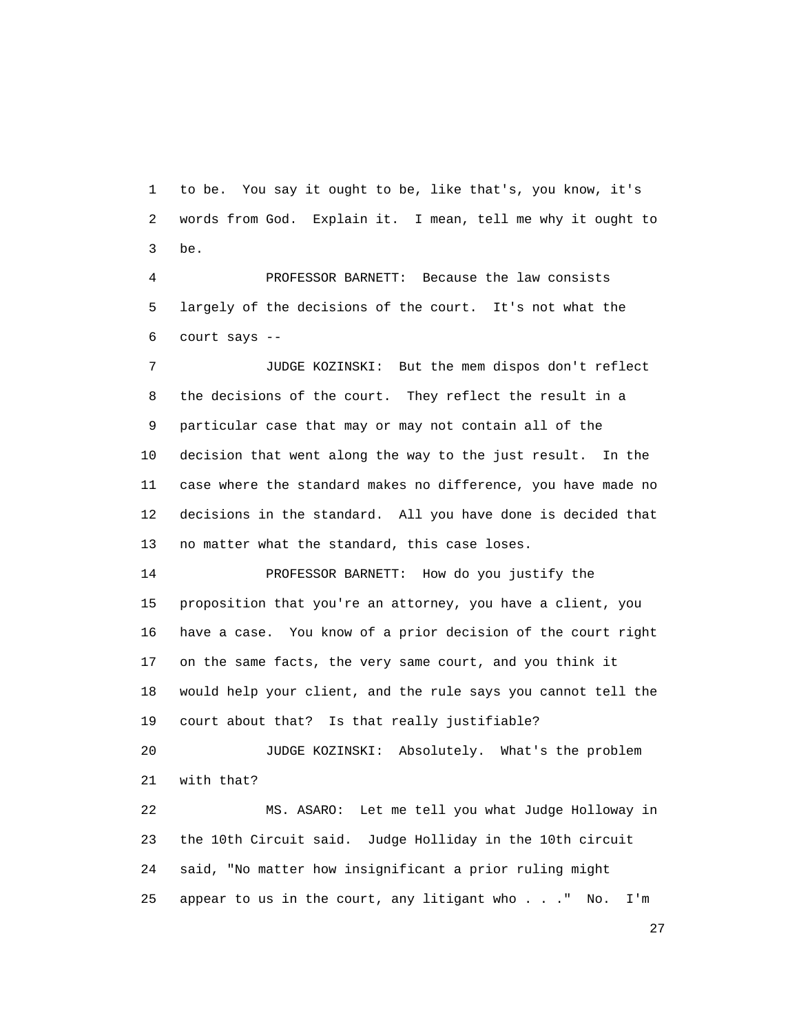to be. You say it ought to be, like that's, you know, it's words from God. Explain it. I mean, tell me why it ought to be.

PROFESSOR BARNETT: Because the law consists largely of the decisions of the court. It's not what the court says --

JUDGE KOZINSKI: But the mem dispos don't reflect the decisions of the court. They reflect the result in a particular case that may or may not contain all of the decision that went along the way to the just result. In the case where the standard makes no difference, you have made no decisions in the standard. All you have done is decided that no matter what the standard, this case loses.

PROFESSOR BARNETT: How do you justify the proposition that you're an attorney, you have a client, you have a case. You know of a prior decision of the court right on the same facts, the very same court, and you think it would help your client, and the rule says you cannot tell the court about that? Is that really justifiable?

JUDGE KOZINSKI: Absolutely. What's the problem with that?

MS. ASARO: Let me tell you what Judge Holloway in the 10th Circuit said. Judge Holliday in the 10th circuit said, "No matter how insignificant a prior ruling might appear to us in the court, any litigant who . . ." No. I'm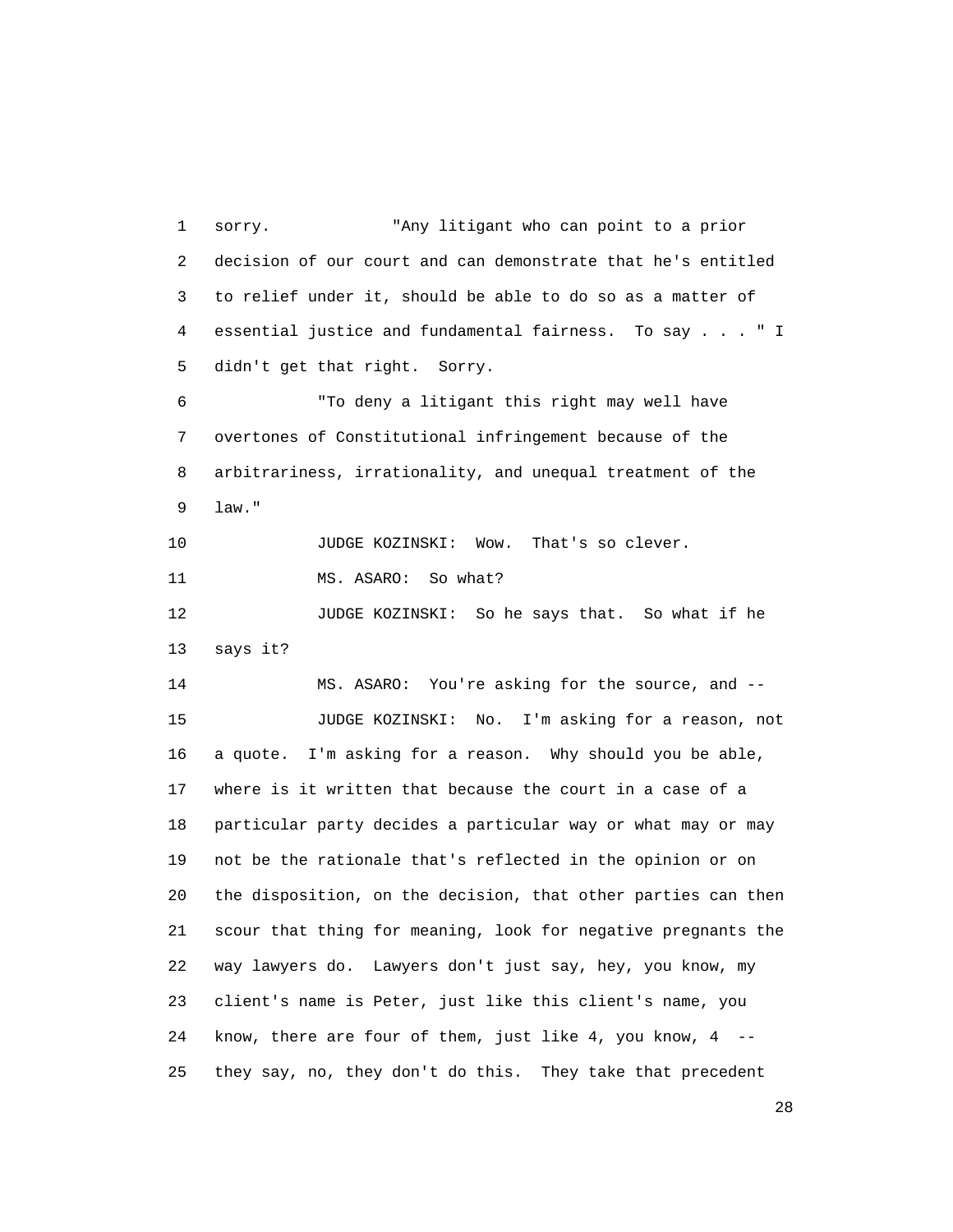1 sorry. "Any litigant who can point to a prior
2 decision of our court and can demonstrate that he's entitled
3 to relief under it, should be able to do so as a matter of
4 essential justice and fundamental fairness. To say . . . " I
5 didn't get that right. Sorry.

6 "To deny a litigant this right may well have
7 overtones of Constitutional infringement because of the
8 arbitrariness, irrationality, and unequal treatment of the
9 law."

10 JUDGE KOZINSKI: Wow. That's so clever.

11 MS. ASARO: So what?

12 JUDGE KOZINSKI: So he says that. So what if he
13 says it?

14 MS. ASARO: You're asking for the source, and --

15 JUDGE KOZINSKI: No. I'm asking for a reason, not
16 a quote. I'm asking for a reason. Why should you be able,
17 where is it written that because the court in a case of a
18 particular party decides a particular way or what may or may
19 not be the rationale that's reflected in the opinion or on
20 the disposition, on the decision, that other parties can then
21 scour that thing for meaning, look for negative pregnants the
22 way lawyers do. Lawyers don't just say, hey, you know, my
23 client's name is Peter, just like this client's name, you
24 know, there are four of them, just like 4, you know, 4 --
25 they say, no, they don't do this. They take that precedent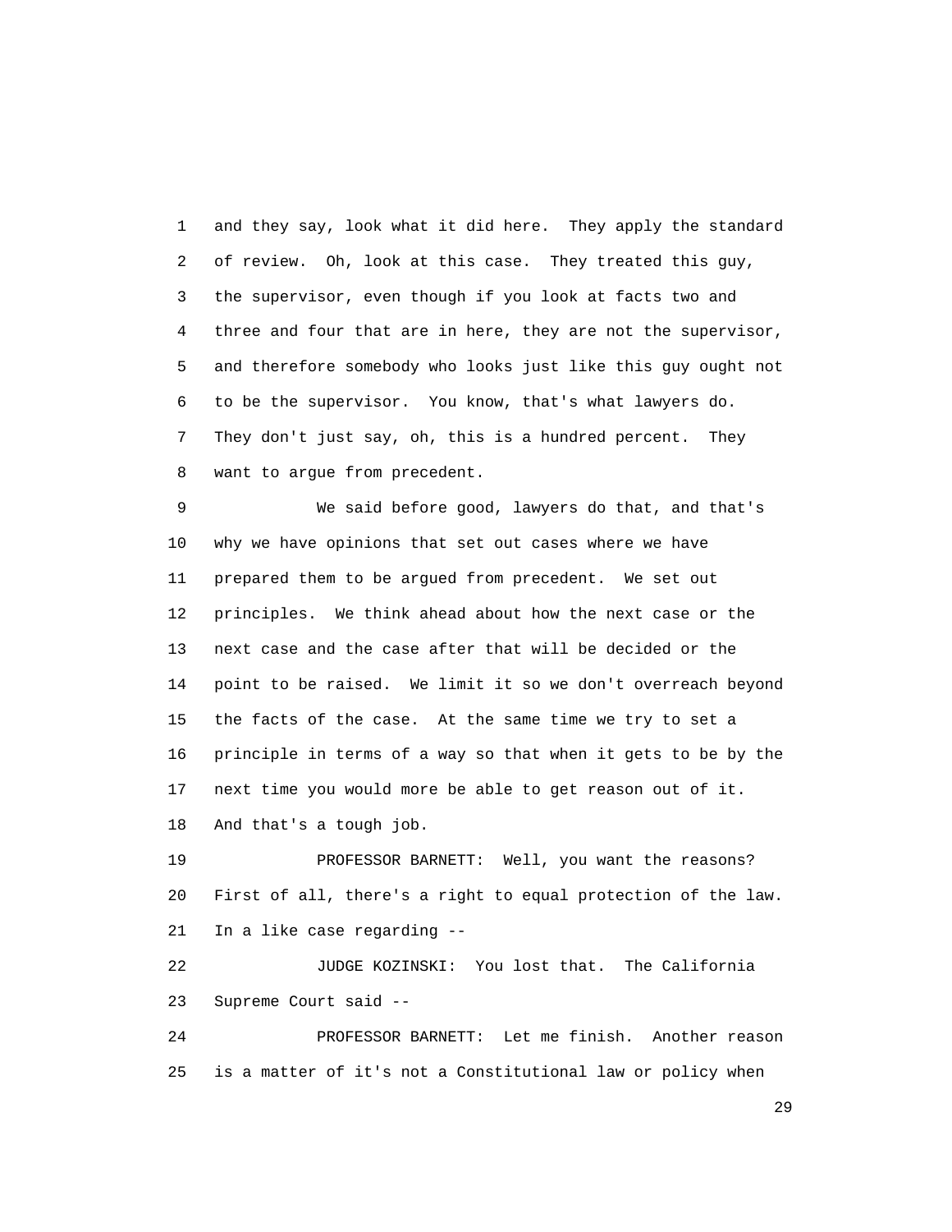and they say, look what it did here. They apply the standard of review. Oh, look at this case. They treated this guy, the supervisor, even though if you look at facts two and three and four that are in here, they are not the supervisor, and therefore somebody who looks just like this guy ought not to be the supervisor. You know, that's what lawyers do. They don't just say, oh, this is a hundred percent. They want to argue from precedent.

We said before good, lawyers do that, and that's why we have opinions that set out cases where we have prepared them to be argued from precedent. We set out principles. We think ahead about how the next case or the next case and the case after that will be decided or the point to be raised. We limit it so we don't overreach beyond the facts of the case. At the same time we try to set a principle in terms of a way so that when it gets to be by the next time you would more be able to get reason out of it. And that's a tough job.

PROFESSOR BARNETT: Well, you want the reasons? First of all, there's a right to equal protection of the law. In a like case regarding --

JUDGE KOZINSKI: You lost that. The California Supreme Court said --

PROFESSOR BARNETT: Let me finish. Another reason is a matter of it's not a Constitutional law or policy when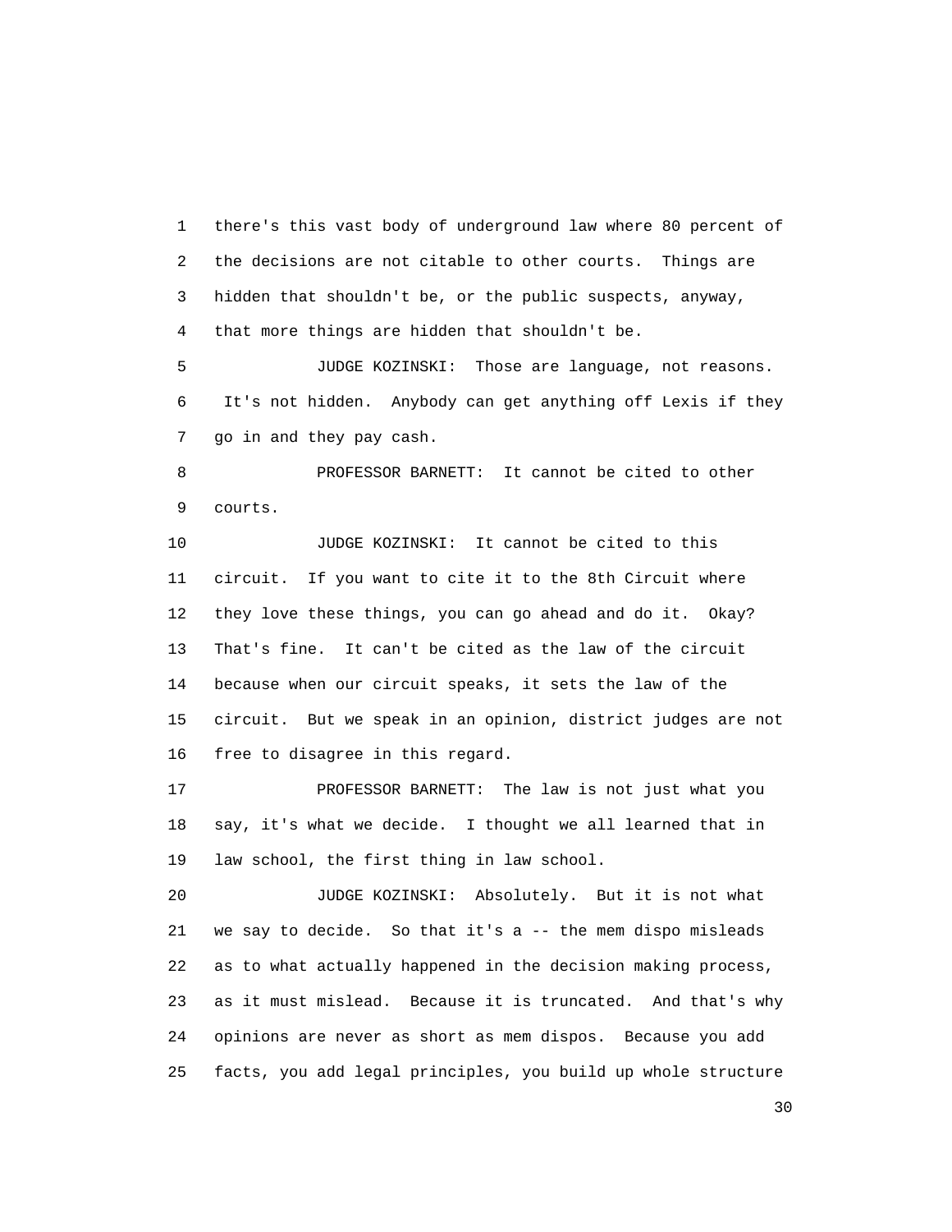there's this vast body of underground law where 80 percent of the decisions are not citable to other courts. Things are hidden that shouldn't be, or the public suspects, anyway, that more things are hidden that shouldn't be.

JUDGE KOZINSKI: Those are language, not reasons. It's not hidden. Anybody can get anything off Lexis if they go in and they pay cash.

PROFESSOR BARNETT: It cannot be cited to other courts.

JUDGE KOZINSKI: It cannot be cited to this circuit. If you want to cite it to the 8th Circuit where they love these things, you can go ahead and do it. Okay? That's fine. It can't be cited as the law of the circuit because when our circuit speaks, it sets the law of the circuit. But we speak in an opinion, district judges are not free to disagree in this regard.

PROFESSOR BARNETT: The law is not just what you say, it's what we decide. I thought we all learned that in law school, the first thing in law school.

JUDGE KOZINSKI: Absolutely. But it is not what we say to decide. So that it's a -- the mem dispo misleads as to what actually happened in the decision making process, as it must mislead. Because it is truncated. And that's why opinions are never as short as mem dispos. Because you add facts, you add legal principles, you build up whole structure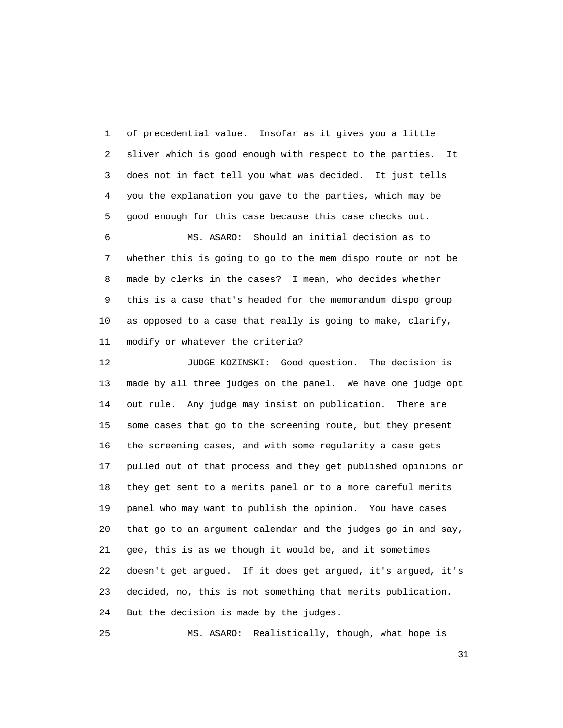of precedential value. Insofar as it gives you a little sliver which is good enough with respect to the parties. It does not in fact tell you what was decided. It just tells you the explanation you gave to the parties, which may be good enough for this case because this case checks out.

MS. ASARO: Should an initial decision as to whether this is going to go to the mem dispo route or not be made by clerks in the cases? I mean, who decides whether this is a case that's headed for the memorandum dispo group as opposed to a case that really is going to make, clarify, modify or whatever the criteria?

JUDGE KOZINSKI: Good question. The decision is made by all three judges on the panel. We have one judge opt out rule. Any judge may insist on publication. There are some cases that go to the screening route, but they present the screening cases, and with some regularity a case gets pulled out of that process and they get published opinions or they get sent to a merits panel or to a more careful merits panel who may want to publish the opinion. You have cases that go to an argument calendar and the judges go in and say, gee, this is as we though it would be, and it sometimes doesn't get argued. If it does get argued, it's argued, it's decided, no, this is not something that merits publication. But the decision is made by the judges.

MS. ASARO: Realistically, though, what hope is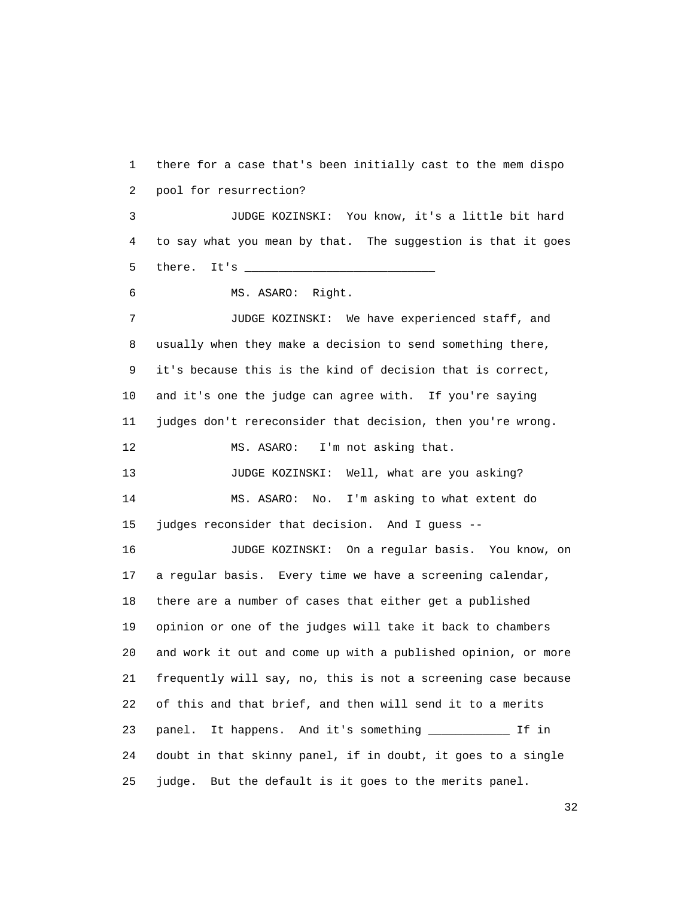1 there for a case that's been initially cast to the mem dispo

2 pool for resurrection?

3 JUDGE KOZINSKI: You know, it's a little bit hard

4 to say what you mean by that. The suggestion is that it goes

5 there. It's ___________________________

6 MS. ASARO: Right.

7 JUDGE KOZINSKI: We have experienced staff, and

8 usually when they make a decision to send something there,

9 it's because this is the kind of decision that is correct,

10 and it's one the judge can agree with. If you're saying

11 judges don't rereconsider that decision, then you're wrong.

12 MS. ASARO: I'm not asking that.

13 JUDGE KOZINSKI: Well, what are you asking?

14 MS. ASARO: No. I'm asking to what extent do

15 judges reconsider that decision. And I guess --

16 JUDGE KOZINSKI: On a regular basis. You know, on

17 a regular basis. Every time we have a screening calendar,

18 there are a number of cases that either get a published

19 opinion or one of the judges will take it back to chambers

20 and work it out and come up with a published opinion, or more

21 frequently will say, no, this is not a screening case because

22 of this and that brief, and then will send it to a merits

23 panel. It happens. And it's something ___________ If in

24 doubt in that skinny panel, if in doubt, it goes to a single

25 judge. But the default is it goes to the merits panel.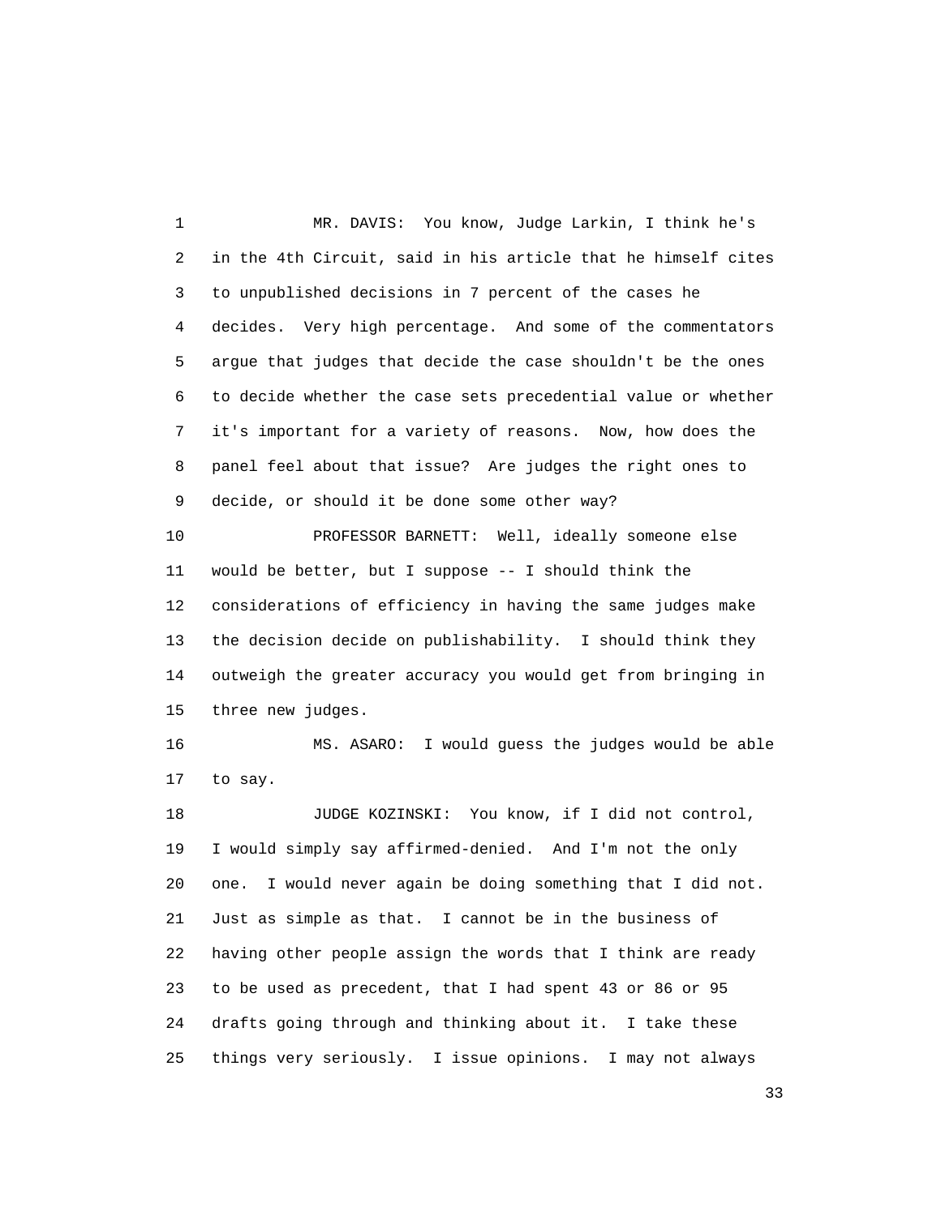MR. DAVIS: You know, Judge Larkin, I think he's in the 4th Circuit, said in his article that he himself cites to unpublished decisions in 7 percent of the cases he decides. Very high percentage. And some of the commentators argue that judges that decide the case shouldn't be the ones to decide whether the case sets precedential value or whether it's important for a variety of reasons. Now, how does the panel feel about that issue? Are judges the right ones to decide, or should it be done some other way?

PROFESSOR BARNETT: Well, ideally someone else would be better, but I suppose -- I should think the considerations of efficiency in having the same judges make the decision decide on publishability. I should think they outweigh the greater accuracy you would get from bringing in three new judges.

MS. ASARO: I would guess the judges would be able to say.

JUDGE KOZINSKI: You know, if I did not control, I would simply say affirmed-denied. And I'm not the only one. I would never again be doing something that I did not. Just as simple as that. I cannot be in the business of having other people assign the words that I think are ready to be used as precedent, that I had spent 43 or 86 or 95 drafts going through and thinking about it. I take these things very seriously. I issue opinions. I may not always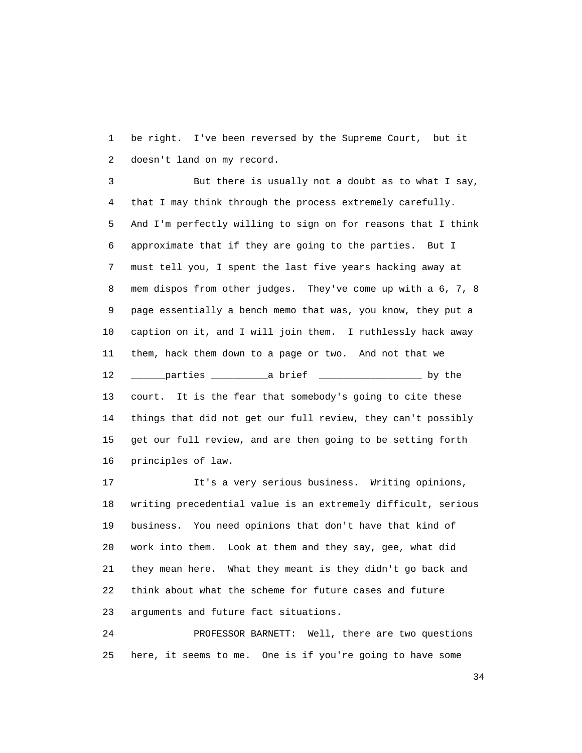be right. I've been reversed by the Supreme Court, but it doesn't land on my record.

But there is usually not a doubt as to what I say, that I may think through the process extremely carefully. And I'm perfectly willing to sign on for reasons that I think approximate that if they are going to the parties. But I must tell you, I spent the last five years hacking away at mem dispos from other judges. They've come up with a 6, 7, 8 page essentially a bench memo that was, you know, they put a caption on it, and I will join them. I ruthlessly hack away them, hack them down to a page or two. And not that we ______parties __________a brief __________________ by the court. It is the fear that somebody's going to cite these things that did not get our full review, they can't possibly get our full review, and are then going to be setting forth principles of law.

It's a very serious business. Writing opinions, writing precedential value is an extremely difficult, serious business. You need opinions that don't have that kind of work into them. Look at them and they say, gee, what did they mean here. What they meant is they didn't go back and think about what the scheme for future cases and future arguments and future fact situations.

PROFESSOR BARNETT: Well, there are two questions here, it seems to me. One is if you're going to have some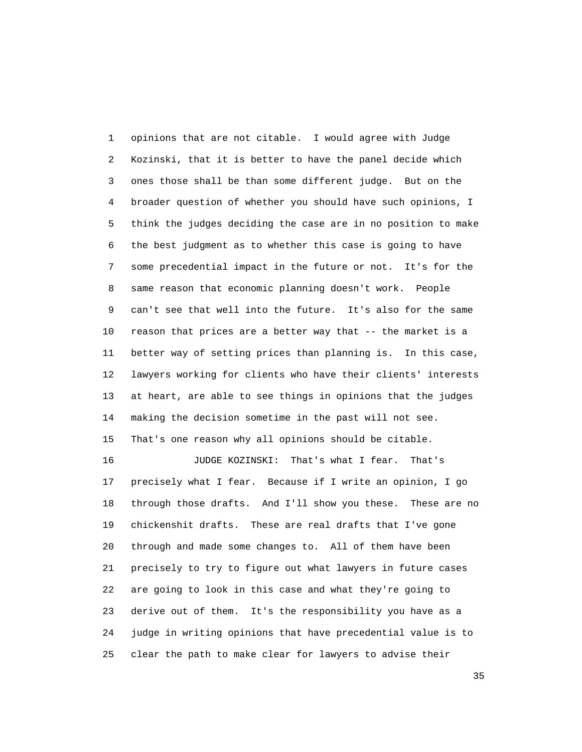opinions that are not citable. I would agree with Judge Kozinski, that it is better to have the panel decide which ones those shall be than some different judge. But on the broader question of whether you should have such opinions, I think the judges deciding the case are in no position to make the best judgment as to whether this case is going to have some precedential impact in the future or not. It's for the same reason that economic planning doesn't work. People can't see that well into the future. It's also for the same reason that prices are a better way that -- the market is a better way of setting prices than planning is. In this case, lawyers working for clients who have their clients' interests at heart, are able to see things in opinions that the judges making the decision sometime in the past will not see. That's one reason why all opinions should be citable.

JUDGE KOZINSKI: That's what I fear. That's precisely what I fear. Because if I write an opinion, I go through those drafts. And I'll show you these. These are no chickenshit drafts. These are real drafts that I've gone through and made some changes to. All of them have been precisely to try to figure out what lawyers in future cases are going to look in this case and what they're going to derive out of them. It's the responsibility you have as a judge in writing opinions that have precedential value is to clear the path to make clear for lawyers to advise their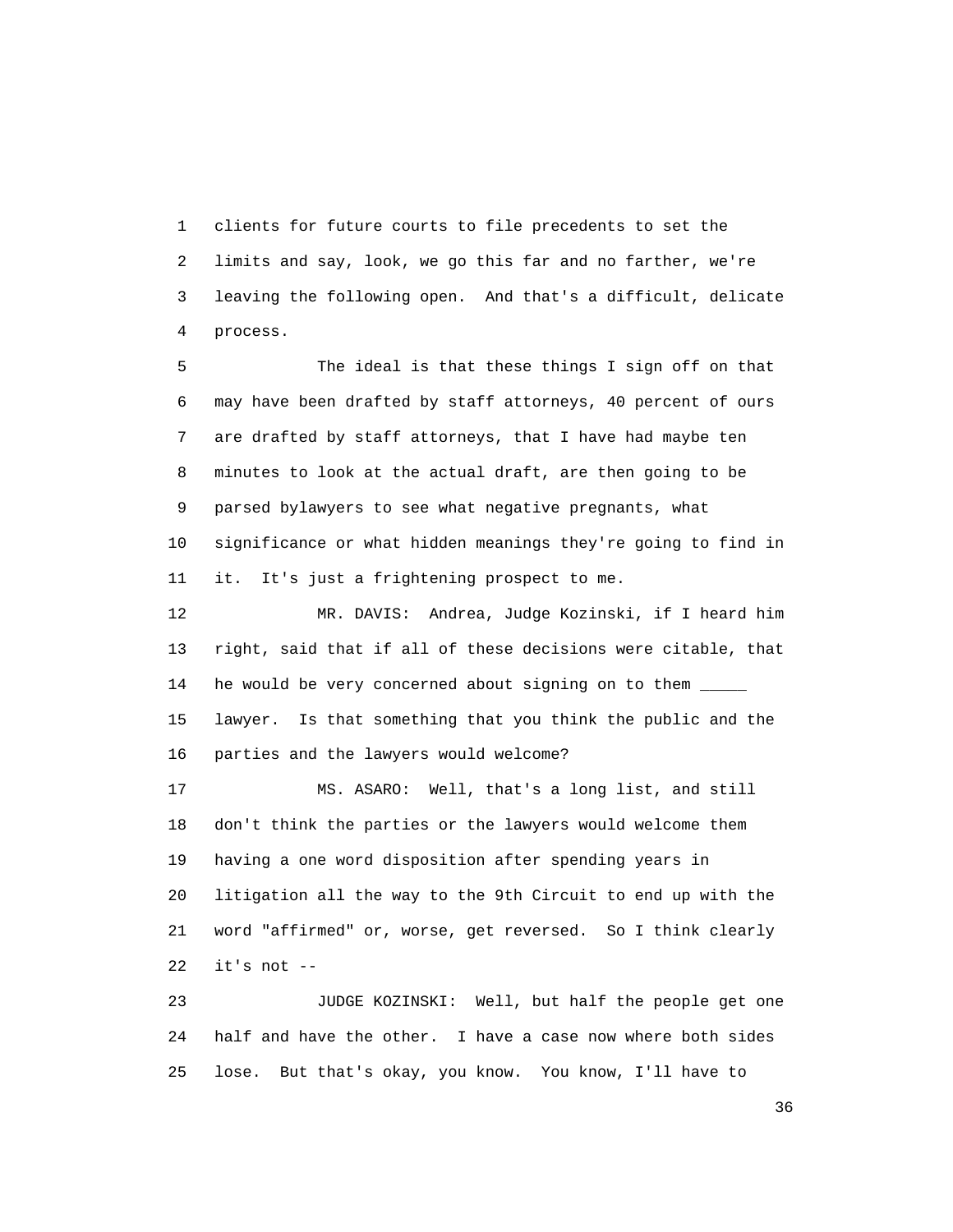clients for future courts to file precedents to set the limits and say, look, we go this far and no farther, we're leaving the following open. And that's a difficult, delicate process.

The ideal is that these things I sign off on that may have been drafted by staff attorneys, 40 percent of ours are drafted by staff attorneys, that I have had maybe ten minutes to look at the actual draft, are then going to be parsed bylawyers to see what negative pregnants, what significance or what hidden meanings they're going to find in it. It's just a frightening prospect to me.

MR. DAVIS: Andrea, Judge Kozinski, if I heard him right, said that if all of these decisions were citable, that he would be very concerned about signing on to them _____ lawyer. Is that something that you think the public and the parties and the lawyers would welcome?

MS. ASARO: Well, that's a long list, and still don't think the parties or the lawyers would welcome them having a one word disposition after spending years in litigation all the way to the 9th Circuit to end up with the word "affirmed" or, worse, get reversed. So I think clearly it's not --

JUDGE KOZINSKI: Well, but half the people get one half and have the other. I have a case now where both sides lose. But that's okay, you know. You know, I'll have to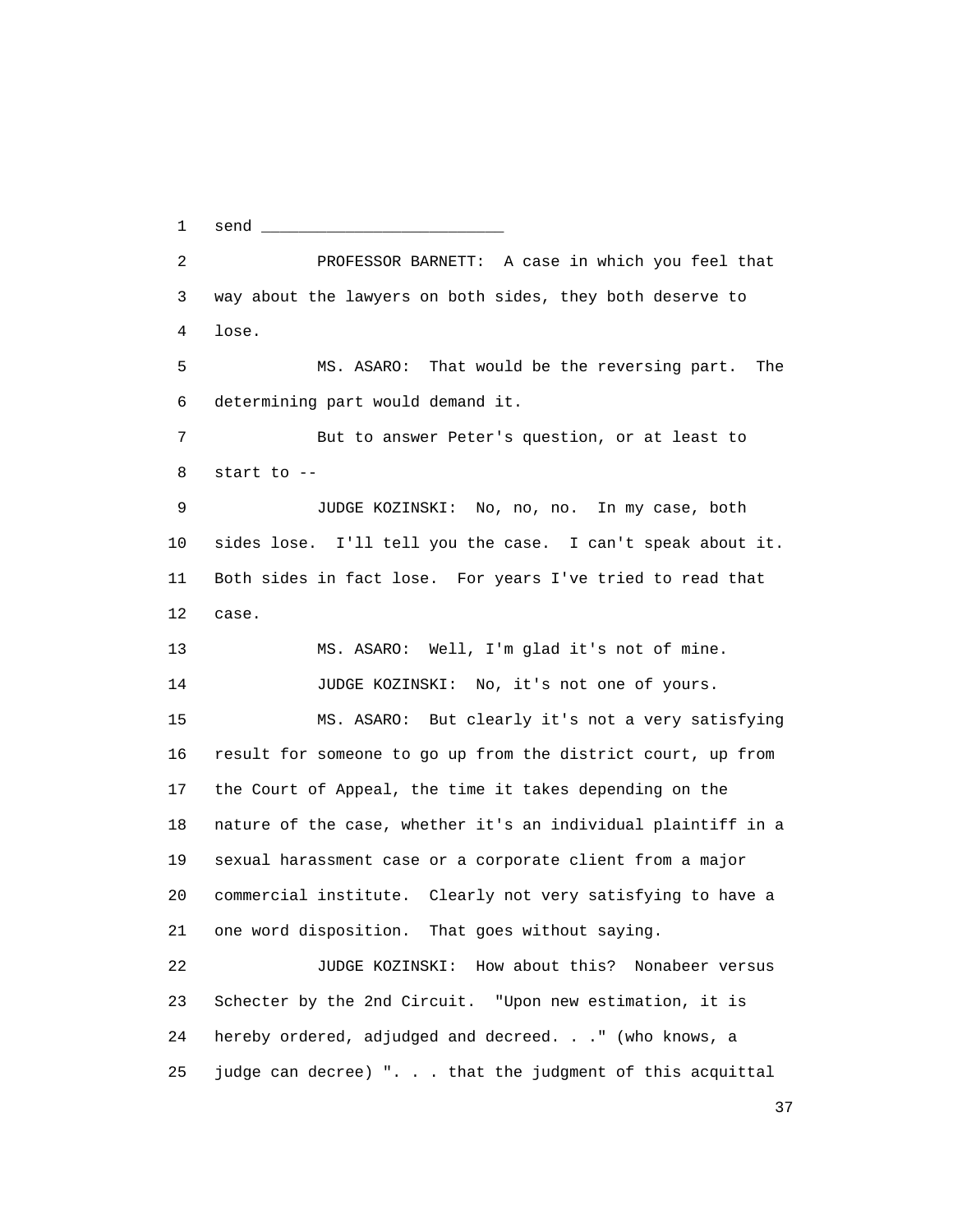send ___________________________

PROFESSOR BARNETT: A case in which you feel that way about the lawyers on both sides, they both deserve to lose.

MS. ASARO: That would be the reversing part. The determining part would demand it.

But to answer Peter's question, or at least to start to --

JUDGE KOZINSKI: No, no, no. In my case, both sides lose. I'll tell you the case. I can't speak about it. Both sides in fact lose. For years I've tried to read that case.

MS. ASARO: Well, I'm glad it's not of mine.

JUDGE KOZINSKI: No, it's not one of yours.

MS. ASARO: But clearly it's not a very satisfying result for someone to go up from the district court, up from the Court of Appeal, the time it takes depending on the nature of the case, whether it's an individual plaintiff in a sexual harassment case or a corporate client from a major commercial institute. Clearly not very satisfying to have a one word disposition. That goes without saying.

JUDGE KOZINSKI: How about this? Nonabeer versus Schecter by the 2nd Circuit. "Upon new estimation, it is hereby ordered, adjudged and decreed. . ." (who knows, a judge can decree) ". . . that the judgment of this acquittal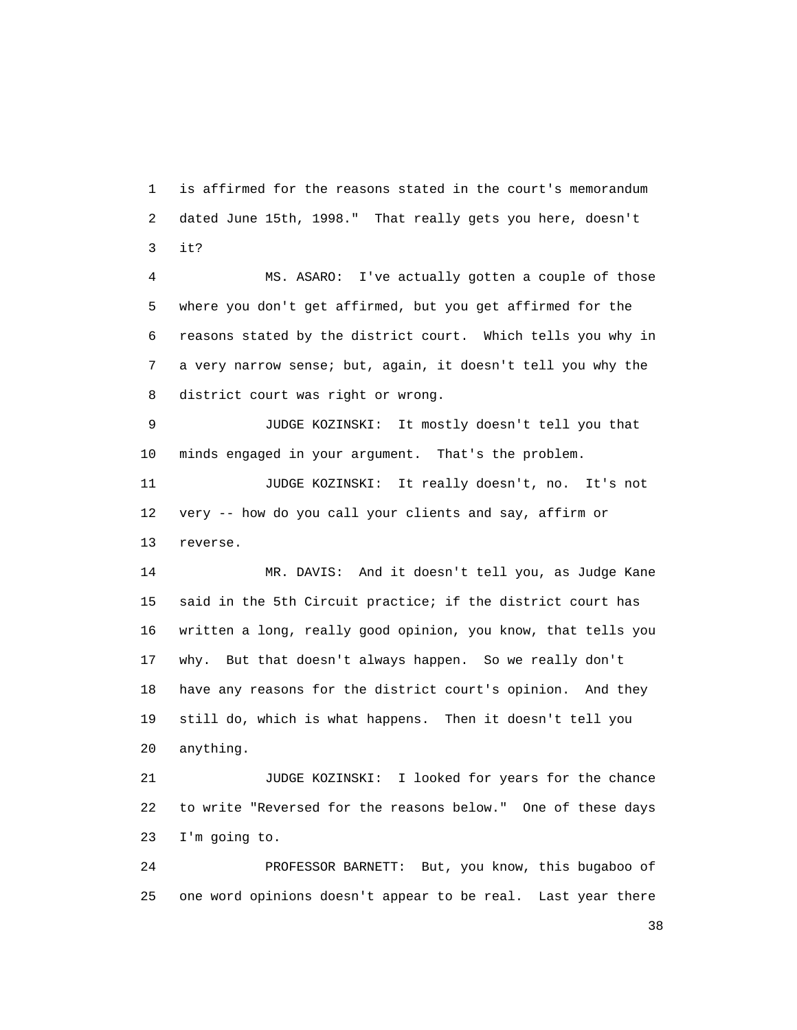is affirmed for the reasons stated in the court's memorandum dated June 15th, 1998." That really gets you here, doesn't it?

MS. ASARO: I've actually gotten a couple of those where you don't get affirmed, but you get affirmed for the reasons stated by the district court. Which tells you why in a very narrow sense; but, again, it doesn't tell you why the district court was right or wrong.

JUDGE KOZINSKI: It mostly doesn't tell you that minds engaged in your argument. That's the problem.

JUDGE KOZINSKI: It really doesn't, no. It's not very -- how do you call your clients and say, affirm or reverse.

MR. DAVIS: And it doesn't tell you, as Judge Kane said in the 5th Circuit practice; if the district court has written a long, really good opinion, you know, that tells you why. But that doesn't always happen. So we really don't have any reasons for the district court's opinion. And they still do, which is what happens. Then it doesn't tell you anything.

JUDGE KOZINSKI: I looked for years for the chance to write "Reversed for the reasons below." One of these days I'm going to.

PROFESSOR BARNETT: But, you know, this bugaboo of one word opinions doesn't appear to be real. Last year there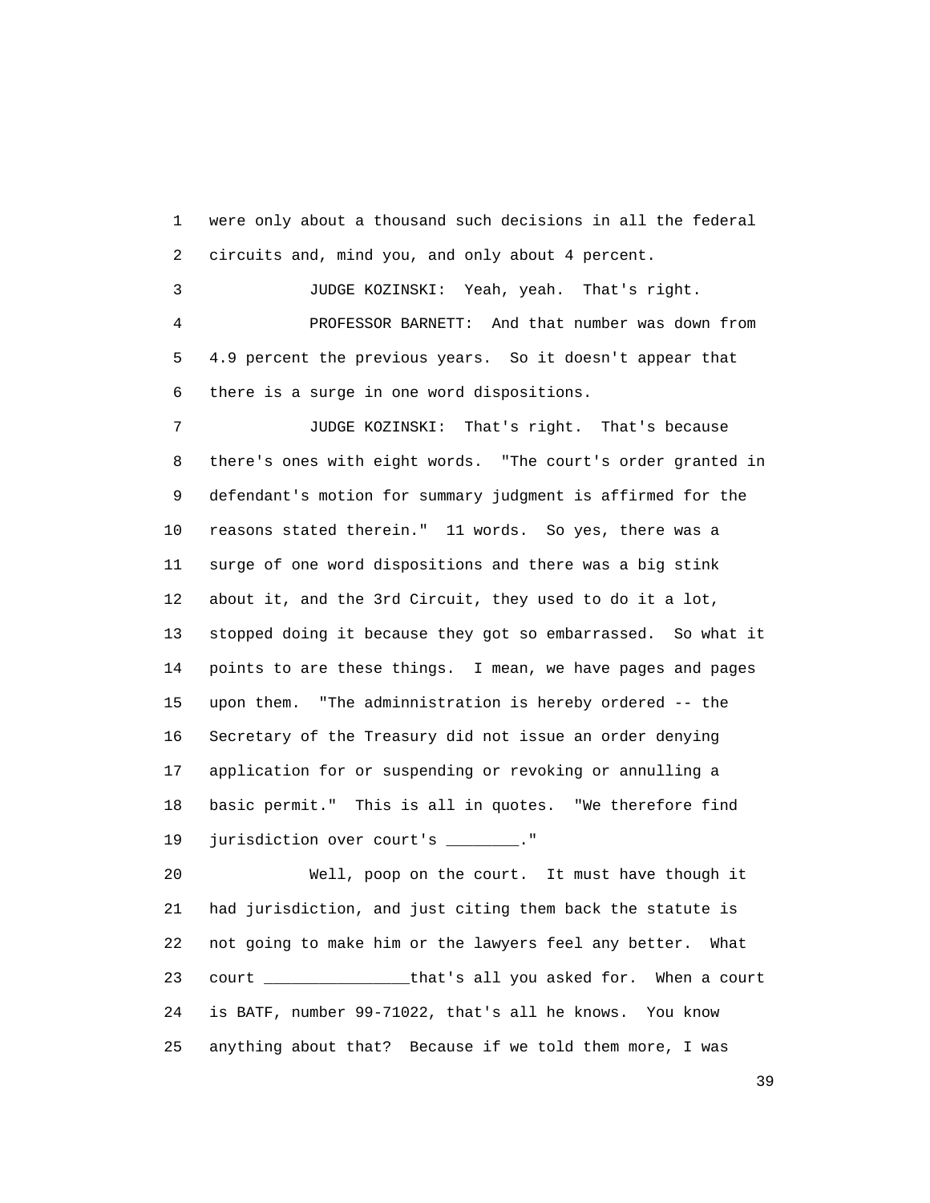were only about a thousand such decisions in all the federal circuits and, mind you, and only about 4 percent.

JUDGE KOZINSKI: Yeah, yeah. That's right.

PROFESSOR BARNETT: And that number was down from 4.9 percent the previous years. So it doesn't appear that there is a surge in one word dispositions.

JUDGE KOZINSKI: That's right. That's because there's ones with eight words. "The court's order granted in defendant's motion for summary judgment is affirmed for the reasons stated therein." 11 words. So yes, there was a surge of one word dispositions and there was a big stink about it, and the 3rd Circuit, they used to do it a lot, stopped doing it because they got so embarrassed. So what it points to are these things. I mean, we have pages and pages upon them. "The adminnistration is hereby ordered -- the Secretary of the Treasury did not issue an order denying application for or suspending or revoking or annulling a basic permit." This is all in quotes. "We therefore find jurisdiction over court's ________."

Well, poop on the court. It must have though it had jurisdiction, and just citing them back the statute is not going to make him or the lawyers feel any better. What court _______________that's all you asked for. When a court is BATF, number 99-71022, that's all he knows. You know anything about that? Because if we told them more, I was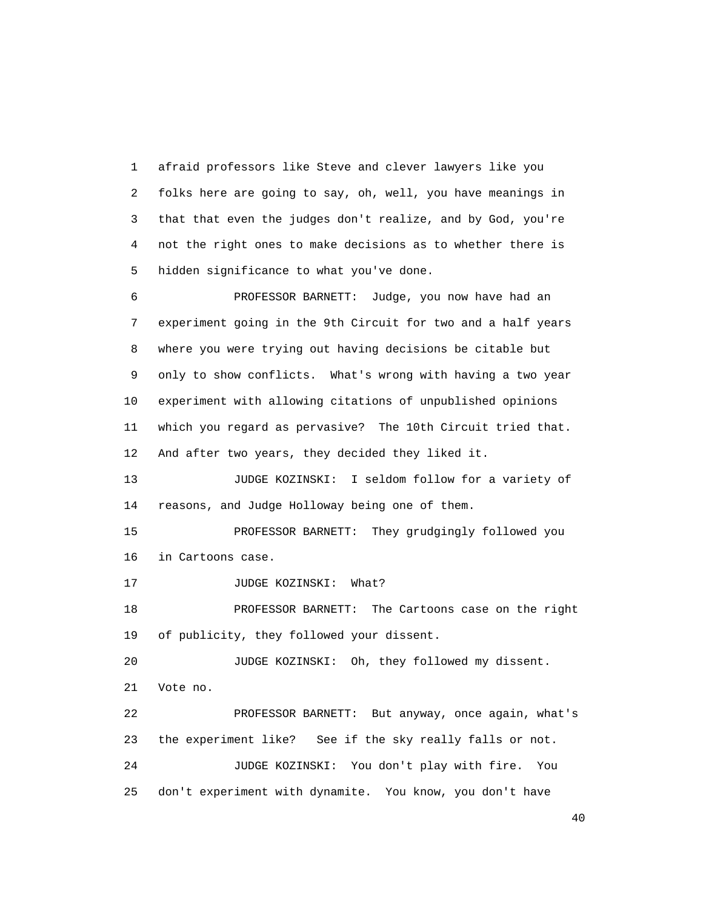afraid professors like Steve and clever lawyers like you folks here are going to say, oh, well, you have meanings in that that even the judges don't realize, and by God, you're not the right ones to make decisions as to whether there is hidden significance to what you've done.

PROFESSOR BARNETT: Judge, you now have had an experiment going in the 9th Circuit for two and a half years where you were trying out having decisions be citable but only to show conflicts. What's wrong with having a two year experiment with allowing citations of unpublished opinions which you regard as pervasive? The 10th Circuit tried that. And after two years, they decided they liked it.

JUDGE KOZINSKI: I seldom follow for a variety of reasons, and Judge Holloway being one of them.

PROFESSOR BARNETT: They grudgingly followed you in Cartoons case.

JUDGE KOZINSKI: What?

PROFESSOR BARNETT: The Cartoons case on the right of publicity, they followed your dissent.

JUDGE KOZINSKI: Oh, they followed my dissent. Vote no.

PROFESSOR BARNETT: But anyway, once again, what's the experiment like? See if the sky really falls or not.

JUDGE KOZINSKI: You don't play with fire. You don't experiment with dynamite. You know, you don't have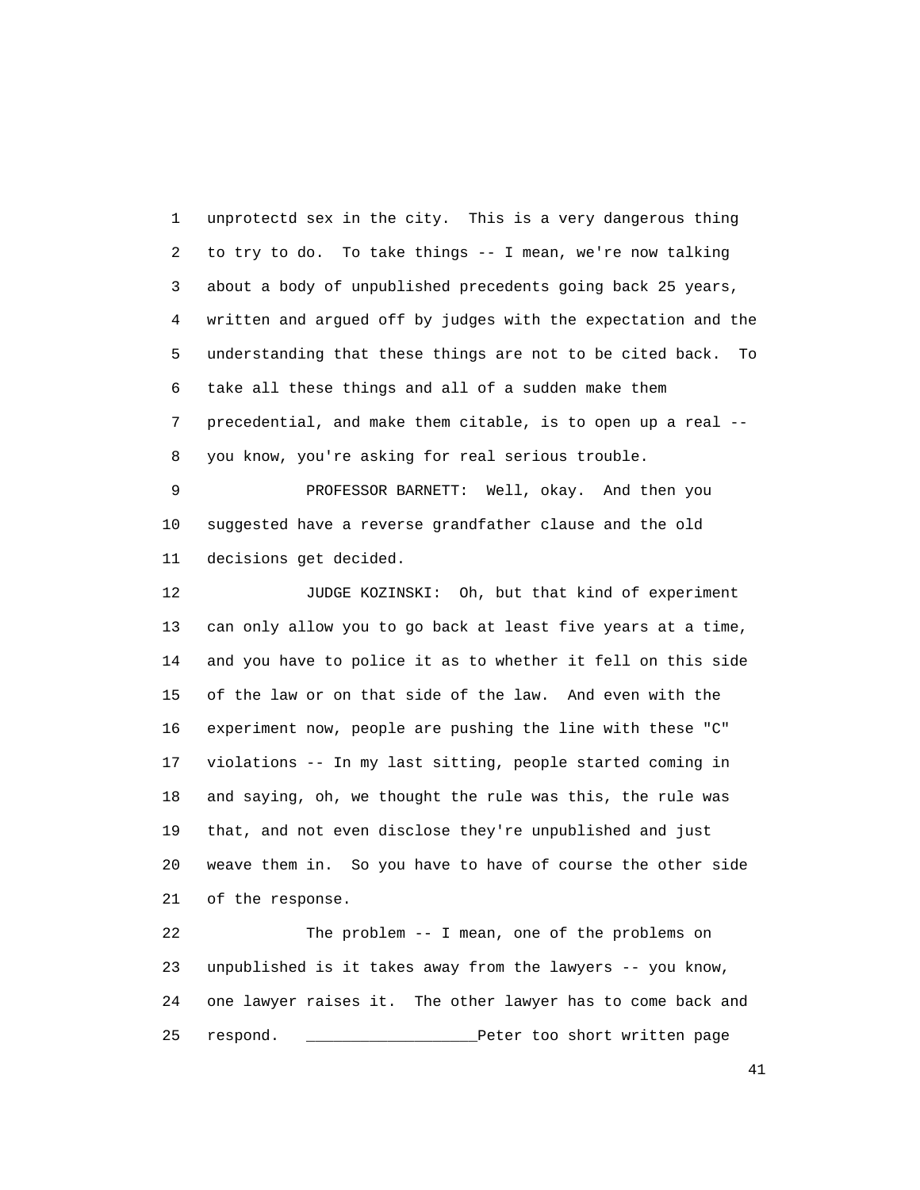unprotectd sex in the city. This is a very dangerous thing to try to do. To take things -- I mean, we're now talking about a body of unpublished precedents going back 25 years, written and argued off by judges with the expectation and the understanding that these things are not to be cited back. To take all these things and all of a sudden make them precedential, and make them citable, is to open up a real -- you know, you're asking for real serious trouble.

PROFESSOR BARNETT: Well, okay. And then you suggested have a reverse grandfather clause and the old decisions get decided.

JUDGE KOZINSKI: Oh, but that kind of experiment can only allow you to go back at least five years at a time, and you have to police it as to whether it fell on this side of the law or on that side of the law. And even with the experiment now, people are pushing the line with these "C" violations -- In my last sitting, people started coming in and saying, oh, we thought the rule was this, the rule was that, and not even disclose they're unpublished and just weave them in. So you have to have of course the other side of the response.

The problem -- I mean, one of the problems on unpublished is it takes away from the lawyers -- you know, one lawyer raises it. The other lawyer has to come back and respond. __________________Peter too short written page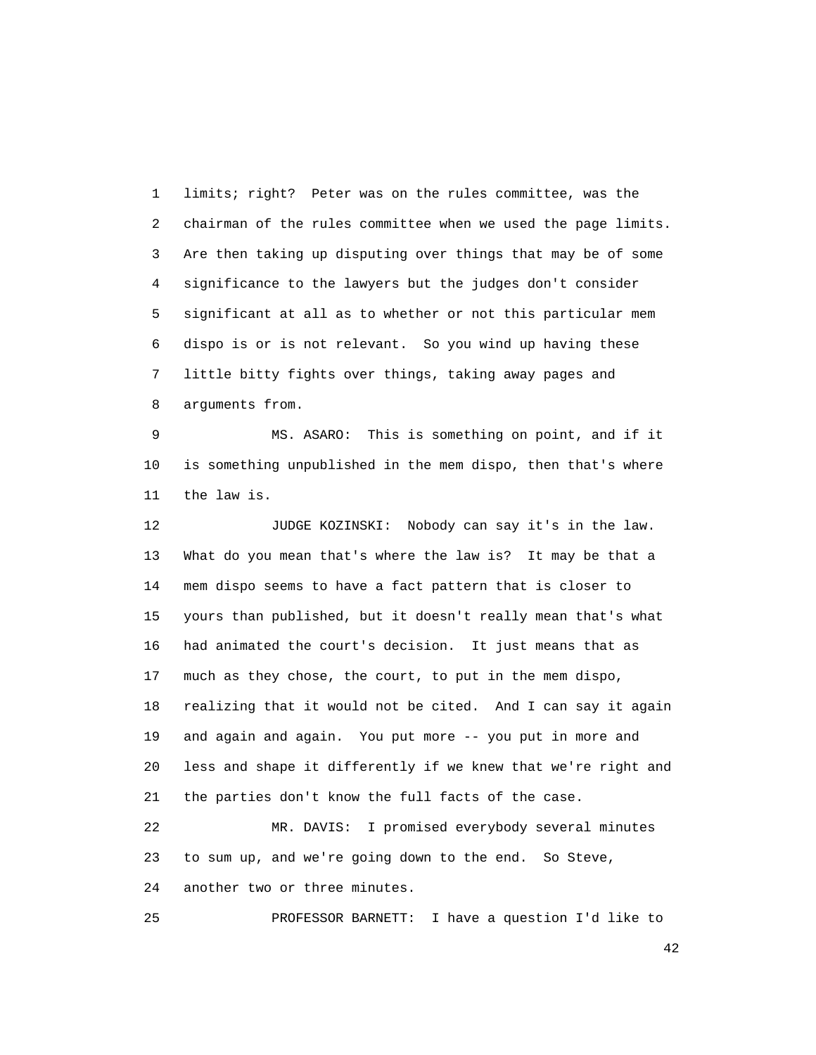limits; right? Peter was on the rules committee, was the chairman of the rules committee when we used the page limits. Are then taking up disputing over things that may be of some significance to the lawyers but the judges don't consider significant at all as to whether or not this particular mem dispo is or is not relevant. So you wind up having these little bitty fights over things, taking away pages and arguments from.

MS. ASARO: This is something on point, and if it is something unpublished in the mem dispo, then that's where the law is.

JUDGE KOZINSKI: Nobody can say it's in the law. What do you mean that's where the law is? It may be that a mem dispo seems to have a fact pattern that is closer to yours than published, but it doesn't really mean that's what had animated the court's decision. It just means that as much as they chose, the court, to put in the mem dispo, realizing that it would not be cited. And I can say it again and again and again. You put more -- you put in more and less and shape it differently if we knew that we're right and the parties don't know the full facts of the case.

MR. DAVIS: I promised everybody several minutes to sum up, and we're going down to the end. So Steve, another two or three minutes.

PROFESSOR BARNETT: I have a question I'd like to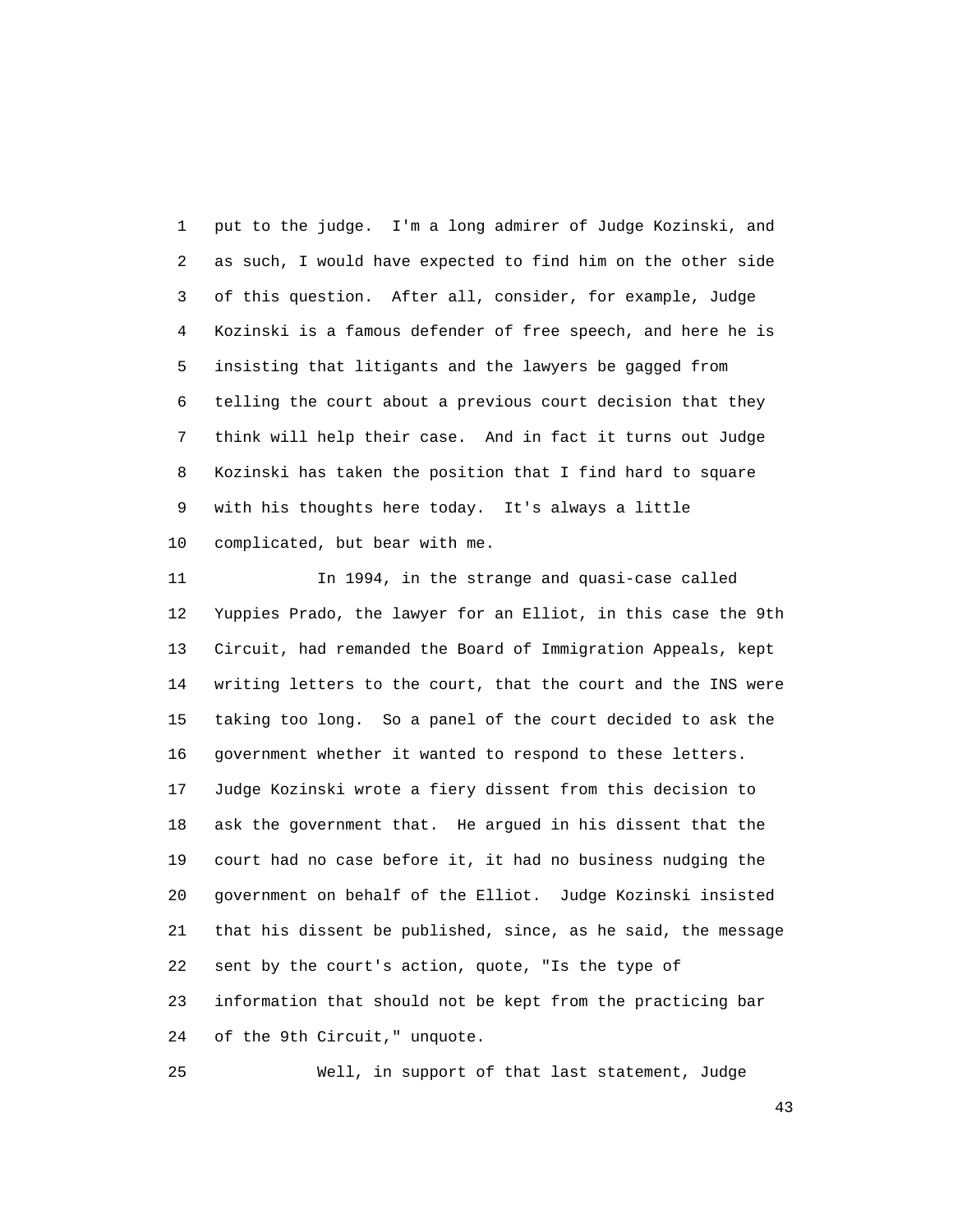put to the judge. I'm a long admirer of Judge Kozinski, and as such, I would have expected to find him on the other side of this question. After all, consider, for example, Judge Kozinski is a famous defender of free speech, and here he is insisting that litigants and the lawyers be gagged from telling the court about a previous court decision that they think will help their case. And in fact it turns out Judge Kozinski has taken the position that I find hard to square with his thoughts here today. It's always a little complicated, but bear with me.

In 1994, in the strange and quasi-case called Yuppies Prado, the lawyer for an Elliot, in this case the 9th Circuit, had remanded the Board of Immigration Appeals, kept writing letters to the court, that the court and the INS were taking too long. So a panel of the court decided to ask the government whether it wanted to respond to these letters. Judge Kozinski wrote a fiery dissent from this decision to ask the government that. He argued in his dissent that the court had no case before it, it had no business nudging the government on behalf of the Elliot. Judge Kozinski insisted that his dissent be published, since, as he said, the message sent by the court's action, quote, "Is the type of information that should not be kept from the practicing bar of the 9th Circuit," unquote.

Well, in support of that last statement, Judge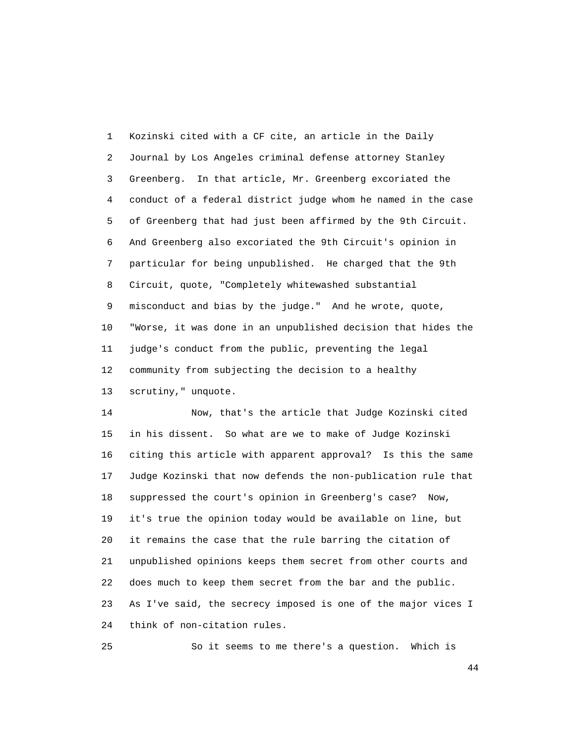Kozinski cited with a CF cite, an article in the Daily Journal by Los Angeles criminal defense attorney Stanley Greenberg. In that article, Mr. Greenberg excoriated the conduct of a federal district judge whom he named in the case of Greenberg that had just been affirmed by the 9th Circuit. And Greenberg also excoriated the 9th Circuit's opinion in particular for being unpublished. He charged that the 9th Circuit, quote, "Completely whitewashed substantial misconduct and bias by the judge." And he wrote, quote, "Worse, it was done in an unpublished decision that hides the judge's conduct from the public, preventing the legal community from subjecting the decision to a healthy scrutiny," unquote.

Now, that's the article that Judge Kozinski cited in his dissent. So what are we to make of Judge Kozinski citing this article with apparent approval? Is this the same Judge Kozinski that now defends the non-publication rule that suppressed the court's opinion in Greenberg's case? Now, it's true the opinion today would be available on line, but it remains the case that the rule barring the citation of unpublished opinions keeps them secret from other courts and does much to keep them secret from the bar and the public. As I've said, the secrecy imposed is one of the major vices I think of non-citation rules.

So it seems to me there's a question. Which is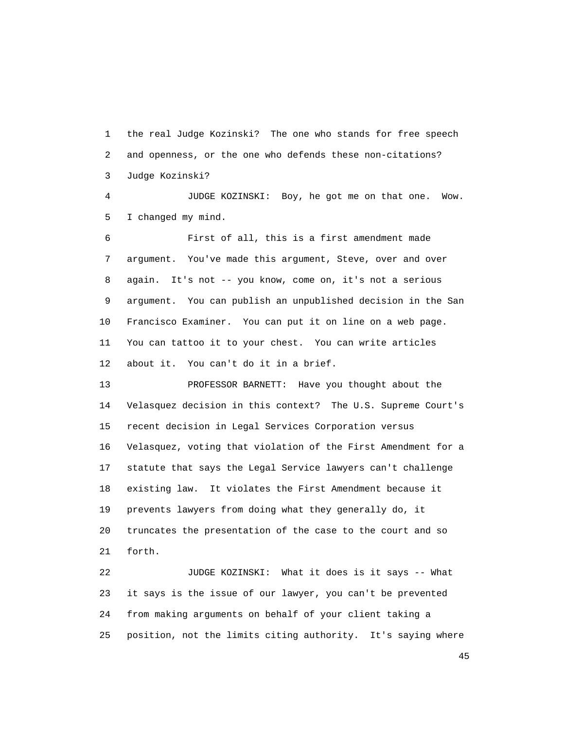1 the real Judge Kozinski? The one who stands for free speech
2 and openness, or the one who defends these non-citations?
3 Judge Kozinski?

4 JUDGE KOZINSKI: Boy, he got me on that one. Wow.
5 I changed my mind.

6 First of all, this is a first amendment made
7 argument. You've made this argument, Steve, over and over
8 again. It's not -- you know, come on, it's not a serious
9 argument. You can publish an unpublished decision in the San
10 Francisco Examiner. You can put it on line on a web page.
11 You can tattoo it to your chest. You can write articles
12 about it. You can't do it in a brief.

13 PROFESSOR BARNETT: Have you thought about the
14 Velasquez decision in this context? The U.S. Supreme Court's
15 recent decision in Legal Services Corporation versus
16 Velasquez, voting that violation of the First Amendment for a
17 statute that says the Legal Service lawyers can't challenge
18 existing law. It violates the First Amendment because it
19 prevents lawyers from doing what they generally do, it
20 truncates the presentation of the case to the court and so
21 forth.

22 JUDGE KOZINSKI: What it does is it says -- What
23 it says is the issue of our lawyer, you can't be prevented
24 from making arguments on behalf of your client taking a
25 position, not the limits citing authority. It's saying where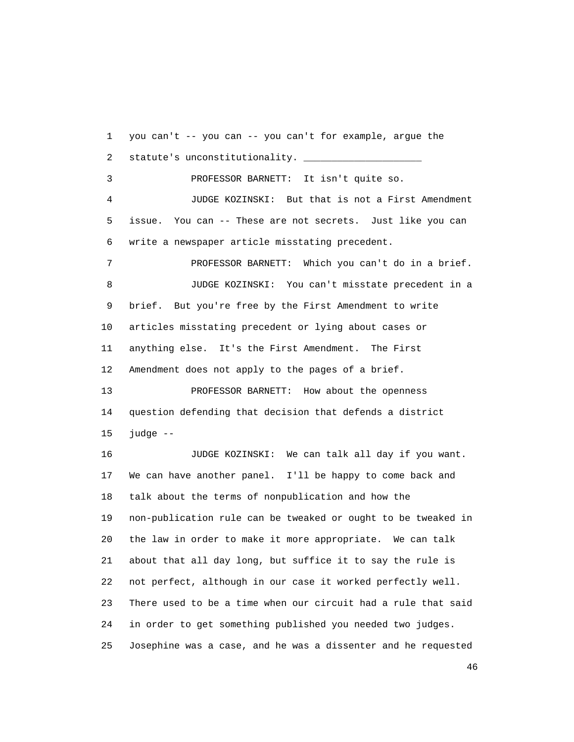you can't -- you can -- you can't for example, argue the statute's unconstitutionality. ____________________

PROFESSOR BARNETT: It isn't quite so.

JUDGE KOZINSKI: But that is not a First Amendment issue. You can -- These are not secrets. Just like you can write a newspaper article misstating precedent.

PROFESSOR BARNETT: Which you can't do in a brief.

JUDGE KOZINSKI: You can't misstate precedent in a brief. But you're free by the First Amendment to write articles misstating precedent or lying about cases or anything else. It's the First Amendment. The First Amendment does not apply to the pages of a brief.

PROFESSOR BARNETT: How about the openness question defending that decision that defends a district judge --

JUDGE KOZINSKI: We can talk all day if you want. We can have another panel. I'll be happy to come back and talk about the terms of nonpublication and how the non-publication rule can be tweaked or ought to be tweaked in the law in order to make it more appropriate. We can talk about that all day long, but suffice it to say the rule is not perfect, although in our case it worked perfectly well. There used to be a time when our circuit had a rule that said in order to get something published you needed two judges. Josephine was a case, and he was a dissenter and he requested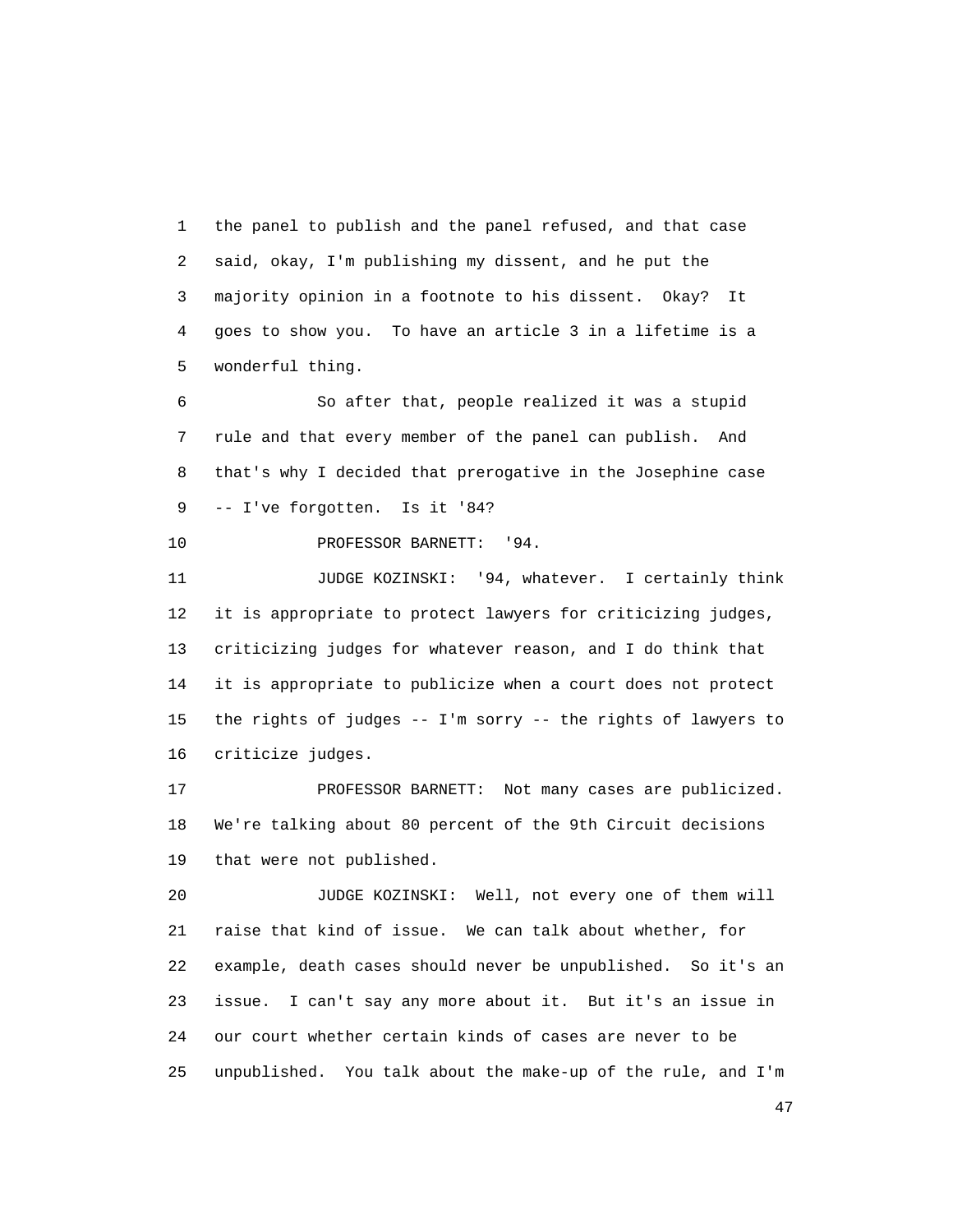the panel to publish and the panel refused, and that case said, okay, I'm publishing my dissent, and he put the majority opinion in a footnote to his dissent. Okay? It goes to show you. To have an article 3 in a lifetime is a wonderful thing.

So after that, people realized it was a stupid rule and that every member of the panel can publish. And that's why I decided that prerogative in the Josephine case -- I've forgotten. Is it '84?

PROFESSOR BARNETT: '94.

JUDGE KOZINSKI: '94, whatever. I certainly think it is appropriate to protect lawyers for criticizing judges, criticizing judges for whatever reason, and I do think that it is appropriate to publicize when a court does not protect the rights of judges -- I'm sorry -- the rights of lawyers to criticize judges.

PROFESSOR BARNETT: Not many cases are publicized. We're talking about 80 percent of the 9th Circuit decisions that were not published.

JUDGE KOZINSKI: Well, not every one of them will raise that kind of issue. We can talk about whether, for example, death cases should never be unpublished. So it's an issue. I can't say any more about it. But it's an issue in our court whether certain kinds of cases are never to be unpublished. You talk about the make-up of the rule, and I'm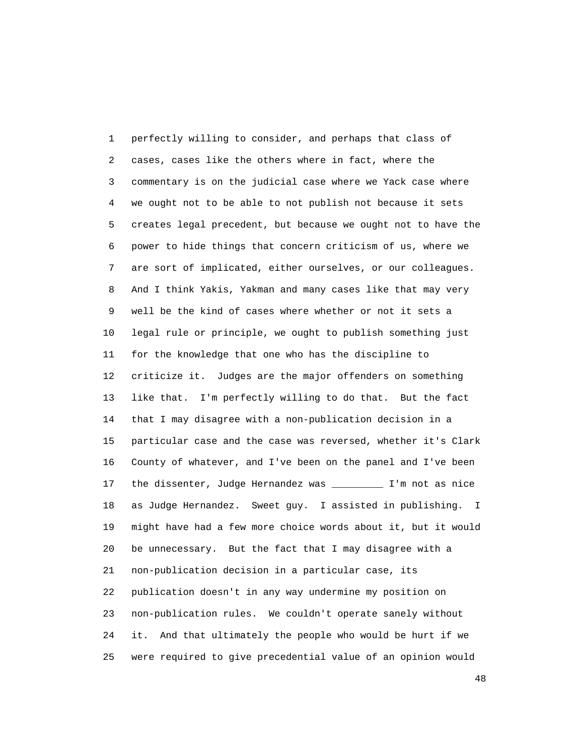1 perfectly willing to consider, and perhaps that class of
2 cases, cases like the others where in fact, where the
3 commentary is on the judicial case where we Yack case where
4 we ought not to be able to not publish not because it sets
5 creates legal precedent, but because we ought not to have the
6 power to hide things that concern criticism of us, where we
7 are sort of implicated, either ourselves, or our colleagues.
8 And I think Yakis, Yakman and many cases like that may very
9 well be the kind of cases where whether or not it sets a
10 legal rule or principle, we ought to publish something just
11 for the knowledge that one who has the discipline to
12 criticize it. Judges are the major offenders on something
13 like that. I'm perfectly willing to do that. But the fact
14 that I may disagree with a non-publication decision in a
15 particular case and the case was reversed, whether it's Clark
16 County of whatever, and I've been on the panel and I've been
17 the dissenter, Judge Hernandez was _________ I'm not as nice
18 as Judge Hernandez. Sweet guy. I assisted in publishing. I
19 might have had a few more choice words about it, but it would
20 be unnecessary. But the fact that I may disagree with a
21 non-publication decision in a particular case, its
22 publication doesn't in any way undermine my position on
23 non-publication rules. We couldn't operate sanely without
24 it. And that ultimately the people who would be hurt if we
25 were required to give precedential value of an opinion would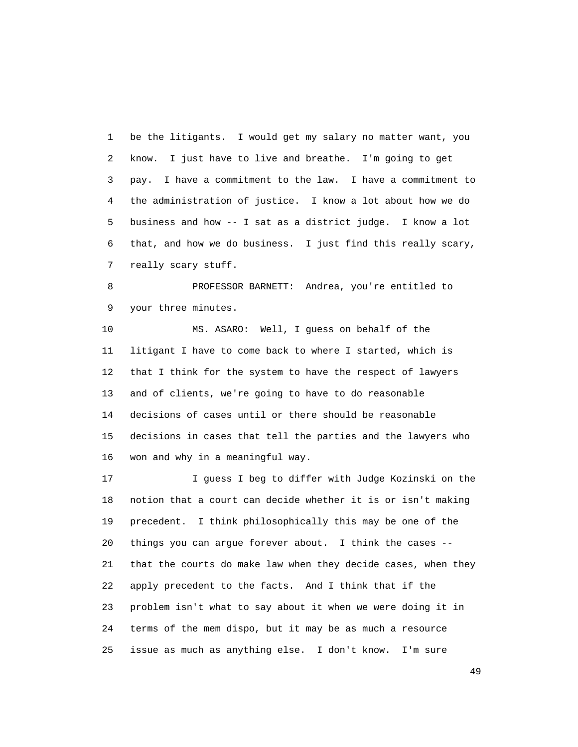be the litigants. I would get my salary no matter want, you know. I just have to live and breathe. I'm going to get pay. I have a commitment to the law. I have a commitment to the administration of justice. I know a lot about how we do business and how -- I sat as a district judge. I know a lot that, and how we do business. I just find this really scary, really scary stuff.

PROFESSOR BARNETT: Andrea, you're entitled to your three minutes.

MS. ASARO: Well, I guess on behalf of the litigant I have to come back to where I started, which is that I think for the system to have the respect of lawyers and of clients, we're going to have to do reasonable decisions of cases until or there should be reasonable decisions in cases that tell the parties and the lawyers who won and why in a meaningful way.

I guess I beg to differ with Judge Kozinski on the notion that a court can decide whether it is or isn't making precedent. I think philosophically this may be one of the things you can argue forever about. I think the cases -- that the courts do make law when they decide cases, when they apply precedent to the facts. And I think that if the problem isn't what to say about it when we were doing it in terms of the mem dispo, but it may be as much a resource issue as much as anything else. I don't know. I'm sure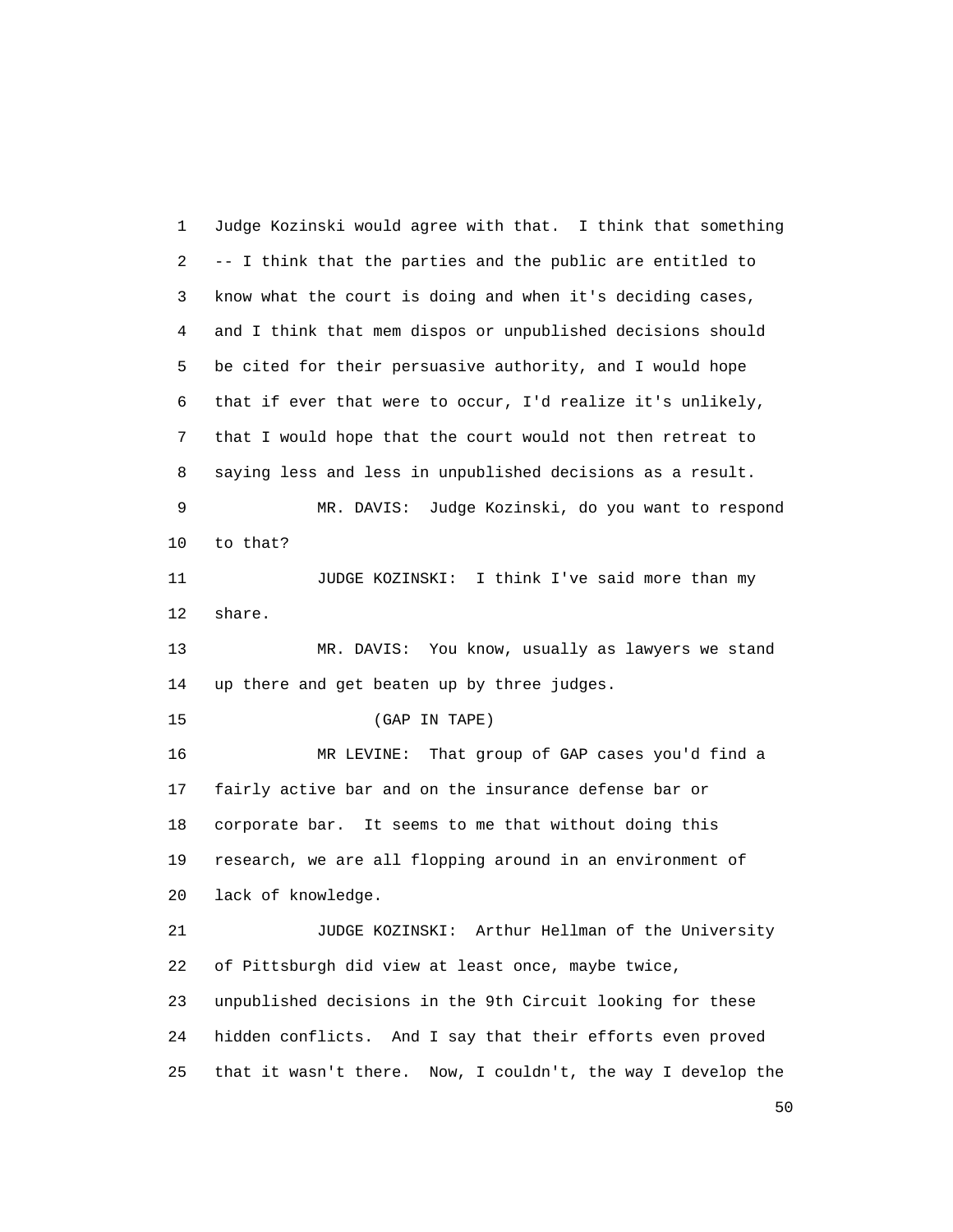Judge Kozinski would agree with that. I think that something -- I think that the parties and the public are entitled to know what the court is doing and when it's deciding cases, and I think that mem dispos or unpublished decisions should be cited for their persuasive authority, and I would hope that if ever that were to occur, I'd realize it's unlikely, that I would hope that the court would not then retreat to saying less and less in unpublished decisions as a result.

MR. DAVIS: Judge Kozinski, do you want to respond to that?

JUDGE KOZINSKI: I think I've said more than my share.

MR. DAVIS: You know, usually as lawyers we stand up there and get beaten up by three judges.

(GAP IN TAPE)

MR LEVINE: That group of GAP cases you'd find a fairly active bar and on the insurance defense bar or corporate bar. It seems to me that without doing this research, we are all flopping around in an environment of lack of knowledge.

JUDGE KOZINSKI: Arthur Hellman of the University of Pittsburgh did view at least once, maybe twice, unpublished decisions in the 9th Circuit looking for these hidden conflicts. And I say that their efforts even proved that it wasn't there. Now, I couldn't, the way I develop the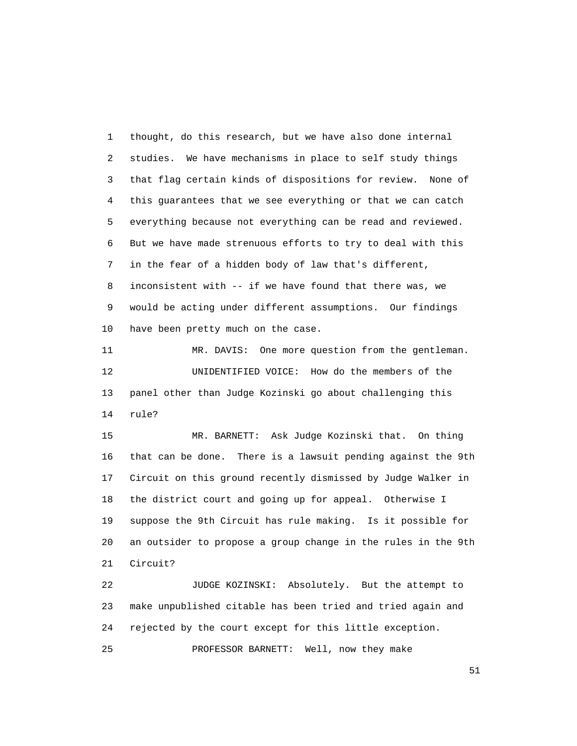thought, do this research, but we have also done internal studies. We have mechanisms in place to self study things that flag certain kinds of dispositions for review. None of this guarantees that we see everything or that we can catch everything because not everything can be read and reviewed. But we have made strenuous efforts to try to deal with this in the fear of a hidden body of law that's different, inconsistent with -- if we have found that there was, we would be acting under different assumptions. Our findings have been pretty much on the case.

MR. DAVIS: One more question from the gentleman.

UNIDENTIFIED VOICE: How do the members of the panel other than Judge Kozinski go about challenging this rule?

MR. BARNETT: Ask Judge Kozinski that. On thing that can be done. There is a lawsuit pending against the 9th Circuit on this ground recently dismissed by Judge Walker in the district court and going up for appeal. Otherwise I suppose the 9th Circuit has rule making. Is it possible for an outsider to propose a group change in the rules in the 9th Circuit?

JUDGE KOZINSKI: Absolutely. But the attempt to make unpublished citable has been tried and tried again and rejected by the court except for this little exception.

PROFESSOR BARNETT: Well, now they make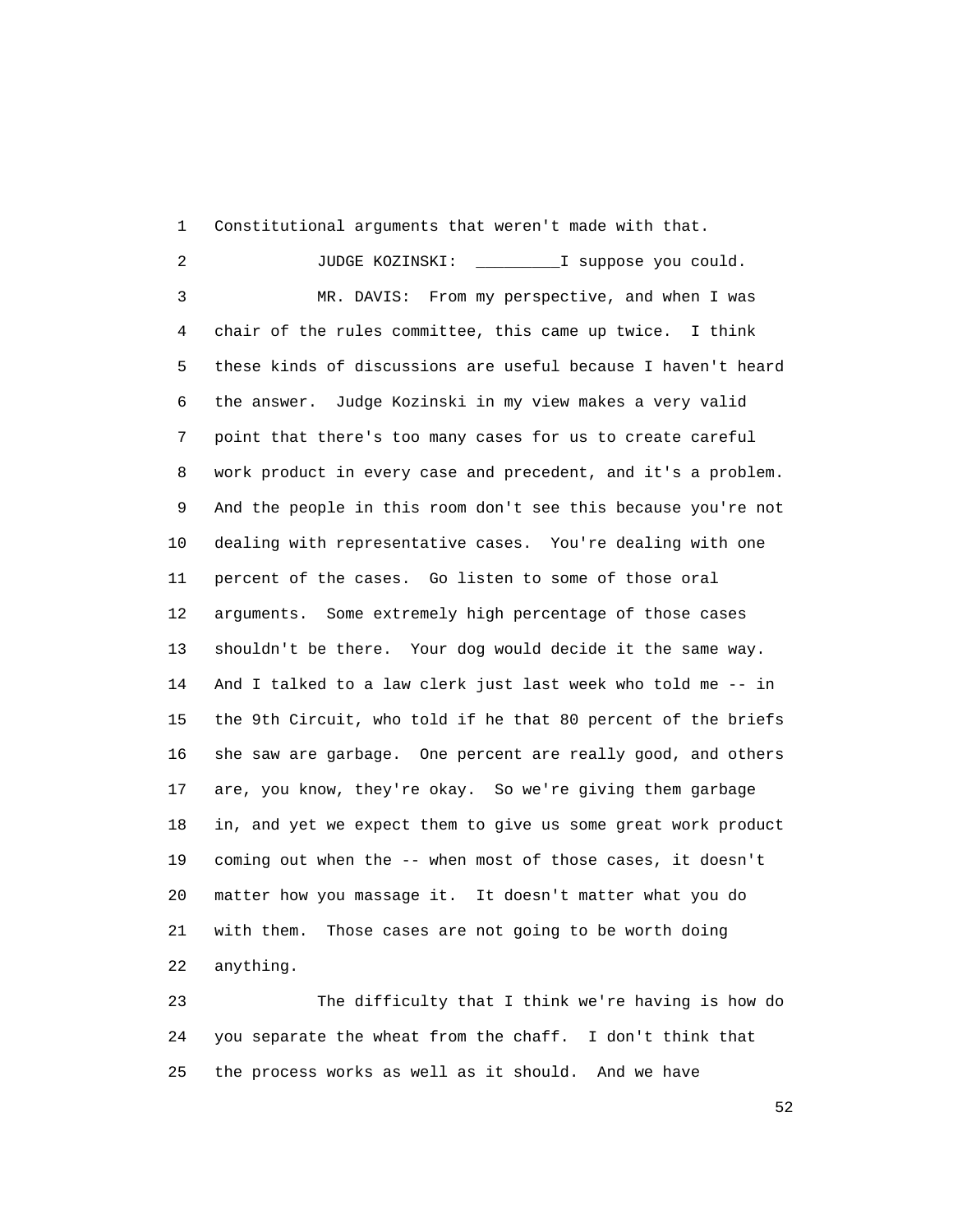Constitutional arguments that weren't made with that.

JUDGE KOZINSKI: _________I suppose you could.

MR. DAVIS: From my perspective, and when I was chair of the rules committee, this came up twice. I think these kinds of discussions are useful because I haven't heard the answer. Judge Kozinski in my view makes a very valid point that there's too many cases for us to create careful work product in every case and precedent, and it's a problem. And the people in this room don't see this because you're not dealing with representative cases. You're dealing with one percent of the cases. Go listen to some of those oral arguments. Some extremely high percentage of those cases shouldn't be there. Your dog would decide it the same way. And I talked to a law clerk just last week who told me -- in the 9th Circuit, who told if he that 80 percent of the briefs she saw are garbage. One percent are really good, and others are, you know, they're okay. So we're giving them garbage in, and yet we expect them to give us some great work product coming out when the -- when most of those cases, it doesn't matter how you massage it. It doesn't matter what you do with them. Those cases are not going to be worth doing anything.

The difficulty that I think we're having is how do you separate the wheat from the chaff. I don't think that the process works as well as it should. And we have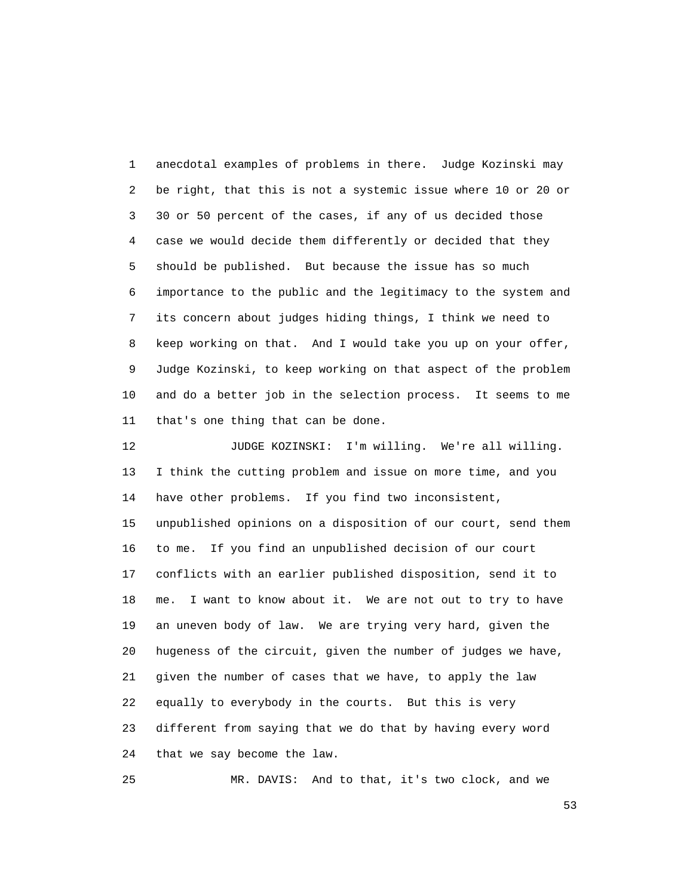anecdotal examples of problems in there. Judge Kozinski may be right, that this is not a systemic issue where 10 or 20 or 30 or 50 percent of the cases, if any of us decided those case we would decide them differently or decided that they should be published. But because the issue has so much importance to the public and the legitimacy to the system and its concern about judges hiding things, I think we need to keep working on that. And I would take you up on your offer, Judge Kozinski, to keep working on that aspect of the problem and do a better job in the selection process. It seems to me that's one thing that can be done.

JUDGE KOZINSKI: I'm willing. We're all willing. I think the cutting problem and issue on more time, and you have other problems. If you find two inconsistent, unpublished opinions on a disposition of our court, send them to me. If you find an unpublished decision of our court conflicts with an earlier published disposition, send it to me. I want to know about it. We are not out to try to have an uneven body of law. We are trying very hard, given the hugeness of the circuit, given the number of judges we have, given the number of cases that we have, to apply the law equally to everybody in the courts. But this is very different from saying that we do that by having every word that we say become the law.

MR. DAVIS: And to that, it's two clock, and we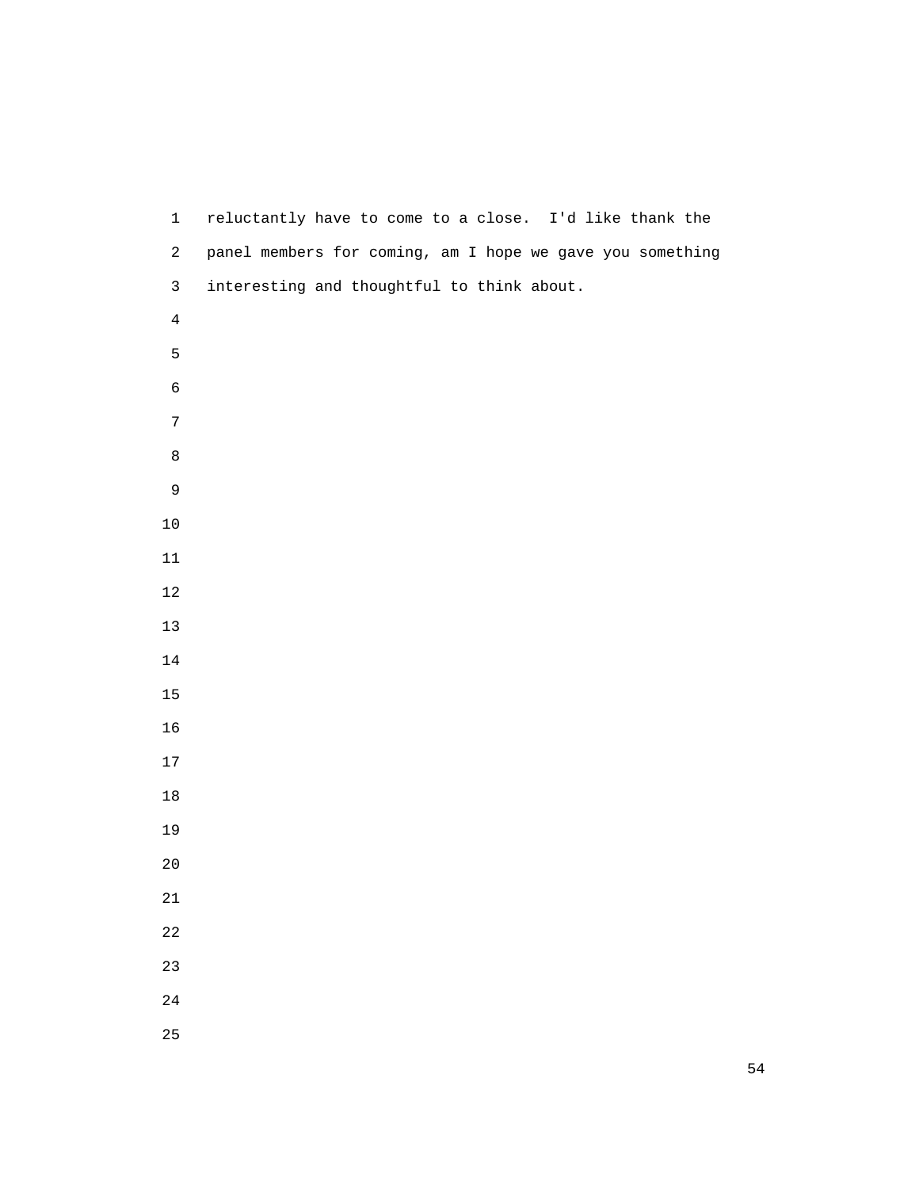reluctantly have to come to a close. I'd like thank the panel members for coming, am I hope we gave you something interesting and thoughtful to think about.